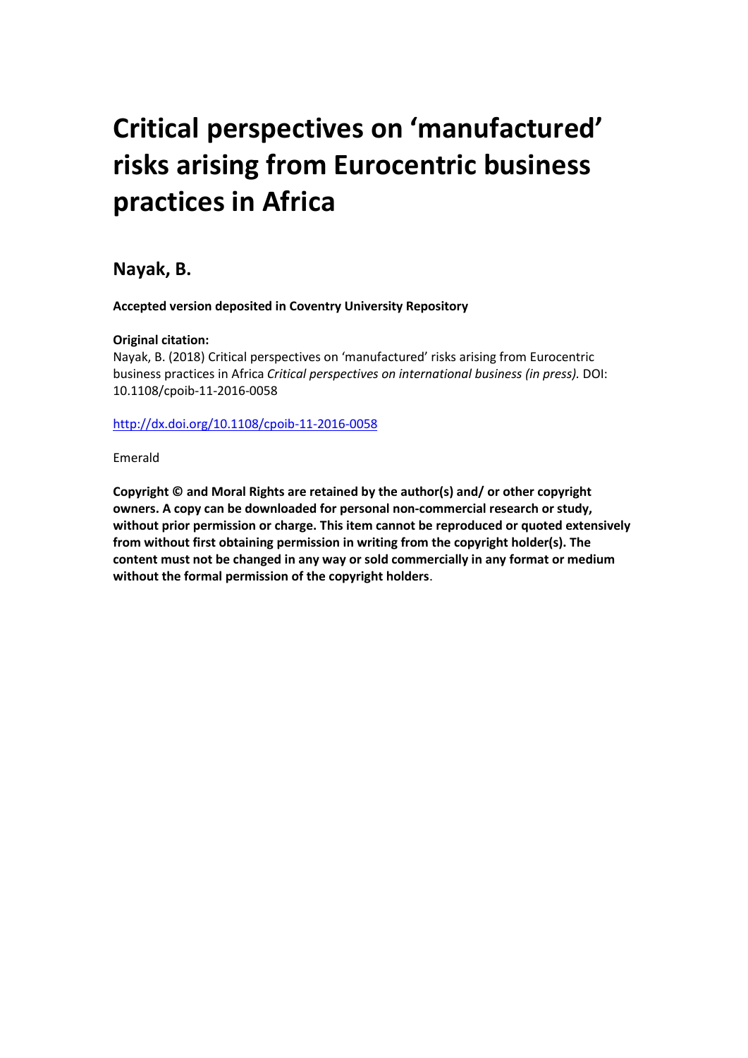# Critical perspectives on 'manufactured' risks arising from Eurocentric business practices in Africa

## Nayak, B.

**Accepted version deposited in Coventry University Repository**

**Original citation:**
Nayak, B. (2018) Critical perspectives on 'manufactured' risks arising from Eurocentric business practices in Africa *Critical perspectives on international business (in press).* DOI: 10.1108/cpoib-11-2016-0058

http://dx.doi.org/10.1108/cpoib-11-2016-0058

Emerald

**Copyright © and Moral Rights are retained by the author(s) and/ or other copyright owners. A copy can be downloaded for personal non-commercial research or study, without prior permission or charge. This item cannot be reproduced or quoted extensively from without first obtaining permission in writing from the copyright holder(s). The content must not be changed in any way or sold commercially in any format or medium without the formal permission of the copyright holders**.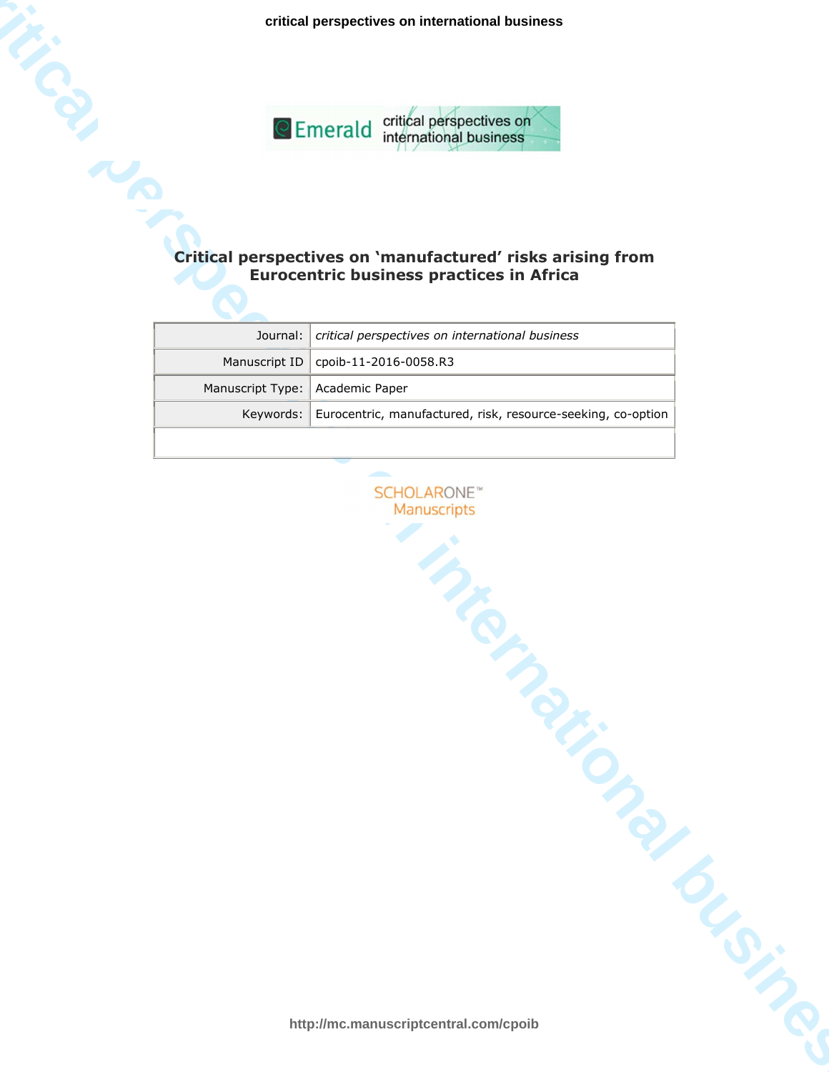# Critical perspectives on 'manufactured' risks arising from Eurocentric business practices in Africa

| Journal: | *critical perspectives on international business* |
|---|---|
| Manuscript ID | cpoib-11-2016-0058.R3 |
| Manuscript Type: | Academic Paper |
| Keywords: | Eurocentric, manufactured, risk, resource-seeking, co-option |

SCHOLARONE™ Manuscripts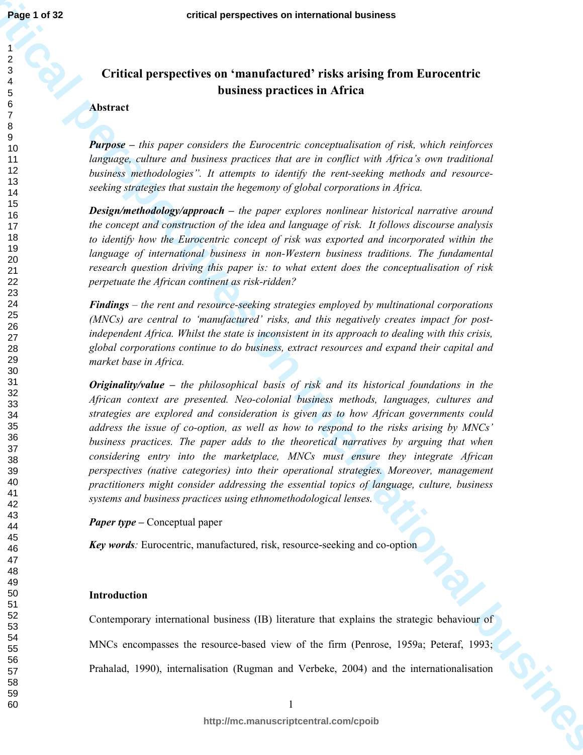# Critical perspectives on 'manufactured' risks arising from Eurocentric business practices in Africa

## Abstract

***Purpose*** *– this paper considers the Eurocentric conceptualisation of risk, which reinforces language, culture and business practices that are in conflict with Africa's own traditional business methodologies". It attempts to identify the rent-seeking methods and resource-seeking strategies that sustain the hegemony of global corporations in Africa.*

***Design/methodology/approach*** *– the paper explores nonlinear historical narrative around the concept and construction of the idea and language of risk. It follows discourse analysis to identify how the Eurocentric concept of risk was exported and incorporated within the language of international business in non-Western business traditions. The fundamental research question driving this paper is: to what extent does the conceptualisation of risk perpetuate the African continent as risk-ridden?*

***Findings*** *– the rent and resource-seeking strategies employed by multinational corporations (MNCs) are central to 'manufactured' risks, and this negatively creates impact for post-independent Africa. Whilst the state is inconsistent in its approach to dealing with this crisis, global corporations continue to do business, extract resources and expand their capital and market base in Africa.*

***Originality/value*** *– the philosophical basis of risk and its historical foundations in the African context are presented. Neo-colonial business methods, languages, cultures and strategies are explored and consideration is given as to how African governments could address the issue of co-option, as well as how to respond to the risks arising by MNCs' business practices. The paper adds to the theoretical narratives by arguing that when considering entry into the marketplace, MNCs must ensure they integrate African perspectives (native categories) into their operational strategies. Moreover, management practitioners might consider addressing the essential topics of language, culture, business systems and business practices using ethnomethodological lenses.*

***Paper type*** – Conceptual paper

***Key words****:* Eurocentric, manufactured, risk, resource-seeking and co-option

## Introduction

Contemporary international business (IB) literature that explains the strategic behaviour of MNCs encompasses the resource-based view of the firm (Penrose, 1959a; Peteraf, 1993; Prahalad, 1990), internalisation (Rugman and Verbeke, 2004) and the internationalisation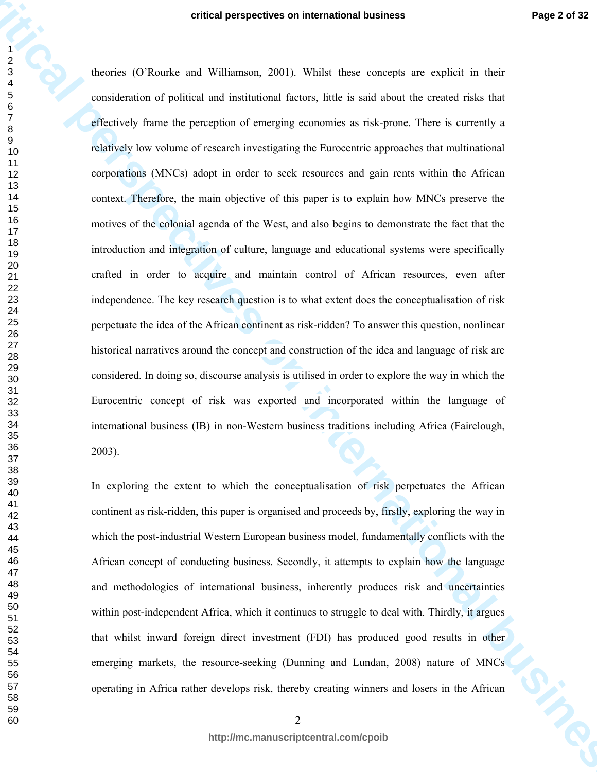theories (O'Rourke and Williamson, 2001). Whilst these concepts are explicit in their consideration of political and institutional factors, little is said about the created risks that effectively frame the perception of emerging economies as risk-prone. There is currently a relatively low volume of research investigating the Eurocentric approaches that multinational corporations (MNCs) adopt in order to seek resources and gain rents within the African context. Therefore, the main objective of this paper is to explain how MNCs preserve the motives of the colonial agenda of the West, and also begins to demonstrate the fact that the introduction and integration of culture, language and educational systems were specifically crafted in order to acquire and maintain control of African resources, even after independence. The key research question is to what extent does the conceptualisation of risk perpetuate the idea of the African continent as risk-ridden? To answer this question, nonlinear historical narratives around the concept and construction of the idea and language of risk are considered. In doing so, discourse analysis is utilised in order to explore the way in which the Eurocentric concept of risk was exported and incorporated within the language of international business (IB) in non-Western business traditions including Africa (Fairclough, 2003).

In exploring the extent to which the conceptualisation of risk perpetuates the African continent as risk-ridden, this paper is organised and proceeds by, firstly, exploring the way in which the post-industrial Western European business model, fundamentally conflicts with the African concept of conducting business. Secondly, it attempts to explain how the language and methodologies of international business, inherently produces risk and uncertainties within post-independent Africa, which it continues to struggle to deal with. Thirdly, it argues that whilst inward foreign direct investment (FDI) has produced good results in other emerging markets, the resource-seeking (Dunning and Lundan, 2008) nature of MNCs operating in Africa rather develops risk, thereby creating winners and losers in the African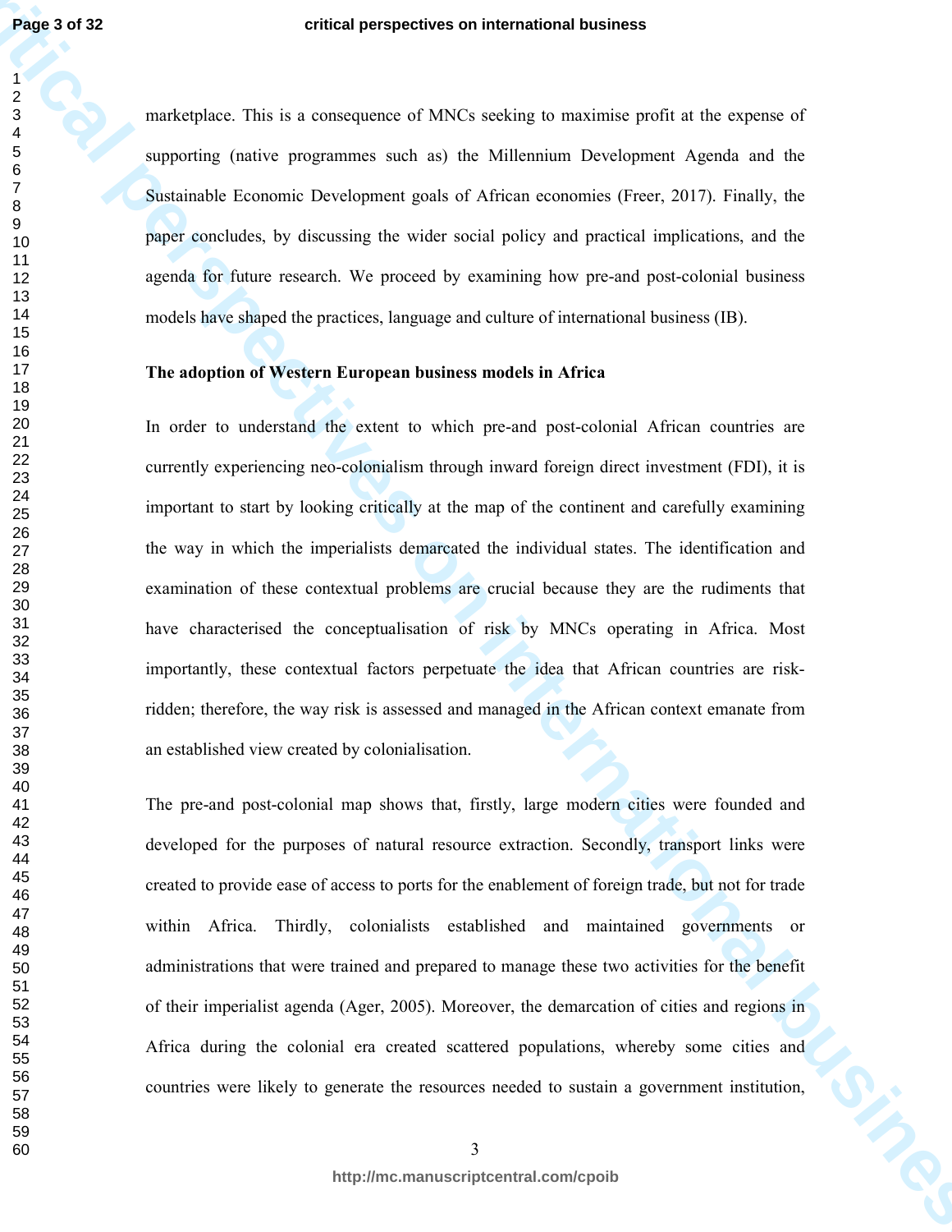marketplace. This is a consequence of MNCs seeking to maximise profit at the expense of supporting (native programmes such as) the Millennium Development Agenda and the Sustainable Economic Development goals of African economies (Freer, 2017). Finally, the paper concludes, by discussing the wider social policy and practical implications, and the agenda for future research. We proceed by examining how pre-and post-colonial business models have shaped the practices, language and culture of international business (IB).

**The adoption of Western European business models in Africa**

In order to understand the extent to which pre-and post-colonial African countries are currently experiencing neo-colonialism through inward foreign direct investment (FDI), it is important to start by looking critically at the map of the continent and carefully examining the way in which the imperialists demarcated the individual states. The identification and examination of these contextual problems are crucial because they are the rudiments that have characterised the conceptualisation of risk by MNCs operating in Africa. Most importantly, these contextual factors perpetuate the idea that African countries are risk-ridden; therefore, the way risk is assessed and managed in the African context emanate from an established view created by colonialisation.

The pre-and post-colonial map shows that, firstly, large modern cities were founded and developed for the purposes of natural resource extraction. Secondly, transport links were created to provide ease of access to ports for the enablement of foreign trade, but not for trade within Africa. Thirdly, colonialists established and maintained governments or administrations that were trained and prepared to manage these two activities for the benefit of their imperialist agenda (Ager, 2005). Moreover, the demarcation of cities and regions in Africa during the colonial era created scattered populations, whereby some cities and countries were likely to generate the resources needed to sustain a government institution,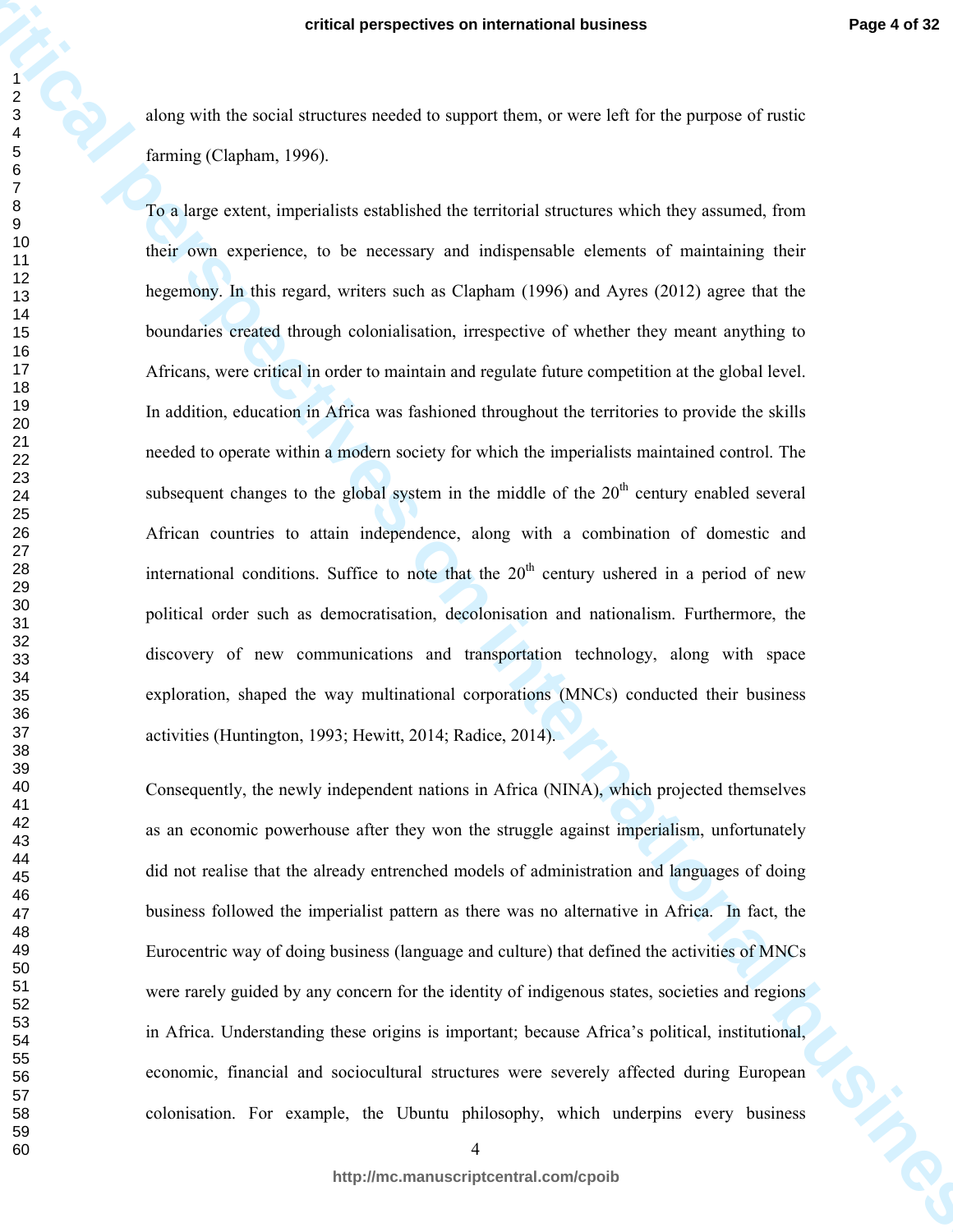along with the social structures needed to support them, or were left for the purpose of rustic farming (Clapham, 1996).

To a large extent, imperialists established the territorial structures which they assumed, from their own experience, to be necessary and indispensable elements of maintaining their hegemony. In this regard, writers such as Clapham (1996) and Ayres (2012) agree that the boundaries created through colonialisation, irrespective of whether they meant anything to Africans, were critical in order to maintain and regulate future competition at the global level. In addition, education in Africa was fashioned throughout the territories to provide the skills needed to operate within a modern society for which the imperialists maintained control. The subsequent changes to the global system in the middle of the 20th century enabled several African countries to attain independence, along with a combination of domestic and international conditions. Suffice to note that the 20th century ushered in a period of new political order such as democratisation, decolonisation and nationalism. Furthermore, the discovery of new communications and transportation technology, along with space exploration, shaped the way multinational corporations (MNCs) conducted their business activities (Huntington, 1993; Hewitt, 2014; Radice, 2014).

Consequently, the newly independent nations in Africa (NINA), which projected themselves as an economic powerhouse after they won the struggle against imperialism, unfortunately did not realise that the already entrenched models of administration and languages of doing business followed the imperialist pattern as there was no alternative in Africa. In fact, the Eurocentric way of doing business (language and culture) that defined the activities of MNCs were rarely guided by any concern for the identity of indigenous states, societies and regions in Africa. Understanding these origins is important; because Africa's political, institutional, economic, financial and sociocultural structures were severely affected during European colonisation. For example, the Ubuntu philosophy, which underpins every business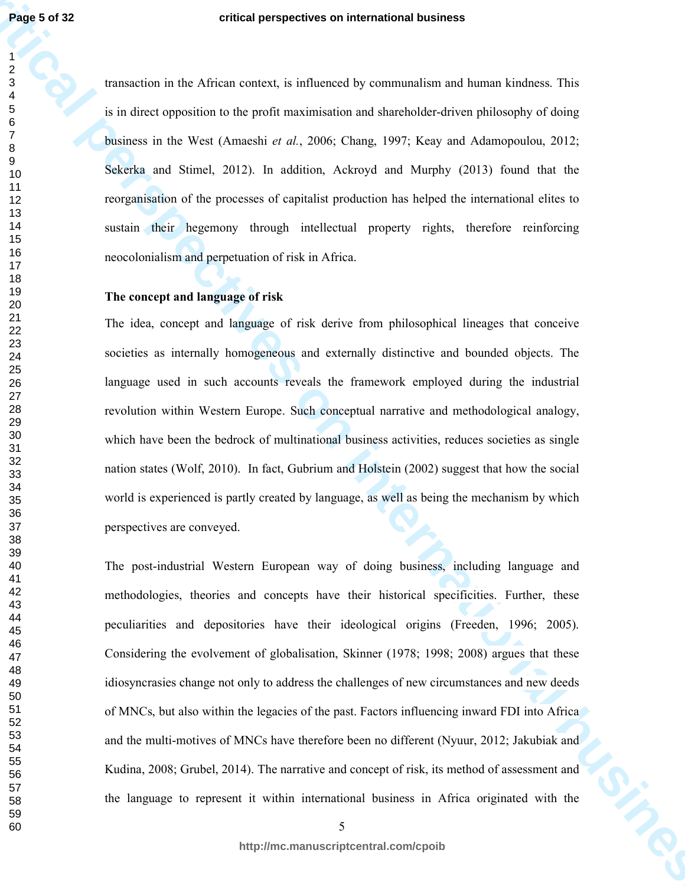transaction in the African context, is influenced by communalism and human kindness. This is in direct opposition to the profit maximisation and shareholder-driven philosophy of doing business in the West (Amaeshi *et al.*, 2006; Chang, 1997; Keay and Adamopoulou, 2012; Sekerka and Stimel, 2012). In addition, Ackroyd and Murphy (2013) found that the reorganisation of the processes of capitalist production has helped the international elites to sustain their hegemony through intellectual property rights, therefore reinforcing neocolonialism and perpetuation of risk in Africa.

**The concept and language of risk**

The idea, concept and language of risk derive from philosophical lineages that conceive societies as internally homogeneous and externally distinctive and bounded objects. The language used in such accounts reveals the framework employed during the industrial revolution within Western Europe. Such conceptual narrative and methodological analogy, which have been the bedrock of multinational business activities, reduces societies as single nation states (Wolf, 2010). In fact, Gubrium and Holstein (2002) suggest that how the social world is experienced is partly created by language, as well as being the mechanism by which perspectives are conveyed.

The post-industrial Western European way of doing business, including language and methodologies, theories and concepts have their historical specificities. Further, these peculiarities and depositories have their ideological origins (Freeden, 1996; 2005). Considering the evolvement of globalisation, Skinner (1978; 1998; 2008) argues that these idiosyncrasies change not only to address the challenges of new circumstances and new deeds of MNCs, but also within the legacies of the past. Factors influencing inward FDI into Africa and the multi-motives of MNCs have therefore been no different (Nyuur, 2012; Jakubiak and Kudina, 2008; Grubel, 2014). The narrative and concept of risk, its method of assessment and the language to represent it within international business in Africa originated with the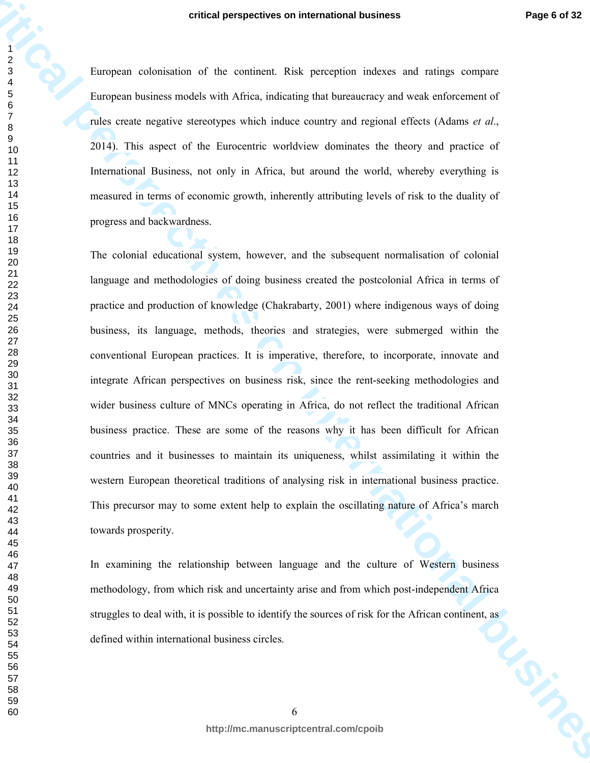European colonisation of the continent. Risk perception indexes and ratings compare European business models with Africa, indicating that bureaucracy and weak enforcement of rules create negative stereotypes which induce country and regional effects (Adams *et al.*, 2014). This aspect of the Eurocentric worldview dominates the theory and practice of International Business, not only in Africa, but around the world, whereby everything is measured in terms of economic growth, inherently attributing levels of risk to the duality of progress and backwardness.

The colonial educational system, however, and the subsequent normalisation of colonial language and methodologies of doing business created the postcolonial Africa in terms of practice and production of knowledge (Chakrabarty, 2001) where indigenous ways of doing business, its language, methods, theories and strategies, were submerged within the conventional European practices. It is imperative, therefore, to incorporate, innovate and integrate African perspectives on business risk, since the rent-seeking methodologies and wider business culture of MNCs operating in Africa, do not reflect the traditional African business practice. These are some of the reasons why it has been difficult for African countries and it businesses to maintain its uniqueness, whilst assimilating it within the western European theoretical traditions of analysing risk in international business practice. This precursor may to some extent help to explain the oscillating nature of Africa's march towards prosperity.

In examining the relationship between language and the culture of Western business methodology, from which risk and uncertainty arise and from which post-independent Africa struggles to deal with, it is possible to identify the sources of risk for the African continent, as defined within international business circles.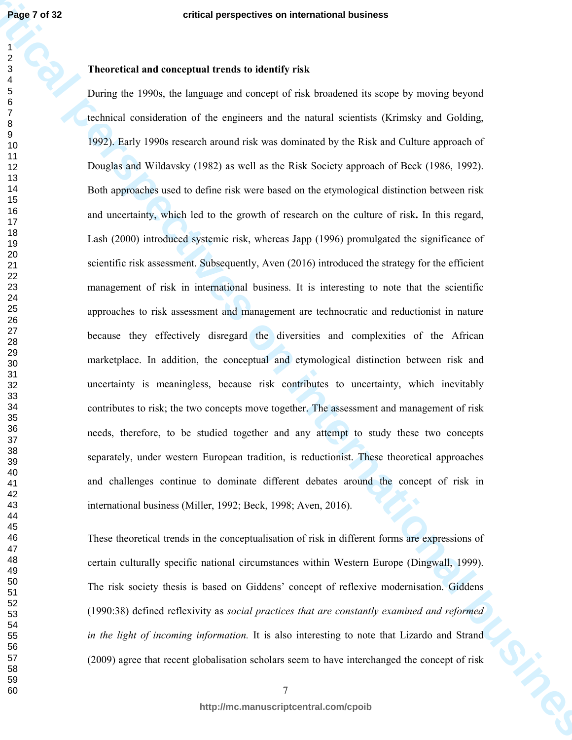**Theoretical and conceptual trends to identify risk**

During the 1990s, the language and concept of risk broadened its scope by moving beyond technical consideration of the engineers and the natural scientists (Krimsky and Golding, 1992). Early 1990s research around risk was dominated by the Risk and Culture approach of Douglas and Wildavsky (1982) as well as the Risk Society approach of Beck (1986, 1992). Both approaches used to define risk were based on the etymological distinction between risk and uncertainty, which led to the growth of research on the culture of risk**.** In this regard, Lash (2000) introduced systemic risk, whereas Japp (1996) promulgated the significance of scientific risk assessment. Subsequently, Aven (2016) introduced the strategy for the efficient management of risk in international business. It is interesting to note that the scientific approaches to risk assessment and management are technocratic and reductionist in nature because they effectively disregard the diversities and complexities of the African marketplace. In addition, the conceptual and etymological distinction between risk and uncertainty is meaningless, because risk contributes to uncertainty, which inevitably contributes to risk; the two concepts move together. The assessment and management of risk needs, therefore, to be studied together and any attempt to study these two concepts separately, under western European tradition, is reductionist. These theoretical approaches and challenges continue to dominate different debates around the concept of risk in international business (Miller, 1992; Beck, 1998; Aven, 2016).

These theoretical trends in the conceptualisation of risk in different forms are expressions of certain culturally specific national circumstances within Western Europe (Dingwall, 1999). The risk society thesis is based on Giddens' concept of reflexive modernisation. Giddens (1990:38) defined reflexivity as *social practices that are constantly examined and reformed in the light of incoming information.* It is also interesting to note that Lizardo and Strand (2009) agree that recent globalisation scholars seem to have interchanged the concept of risk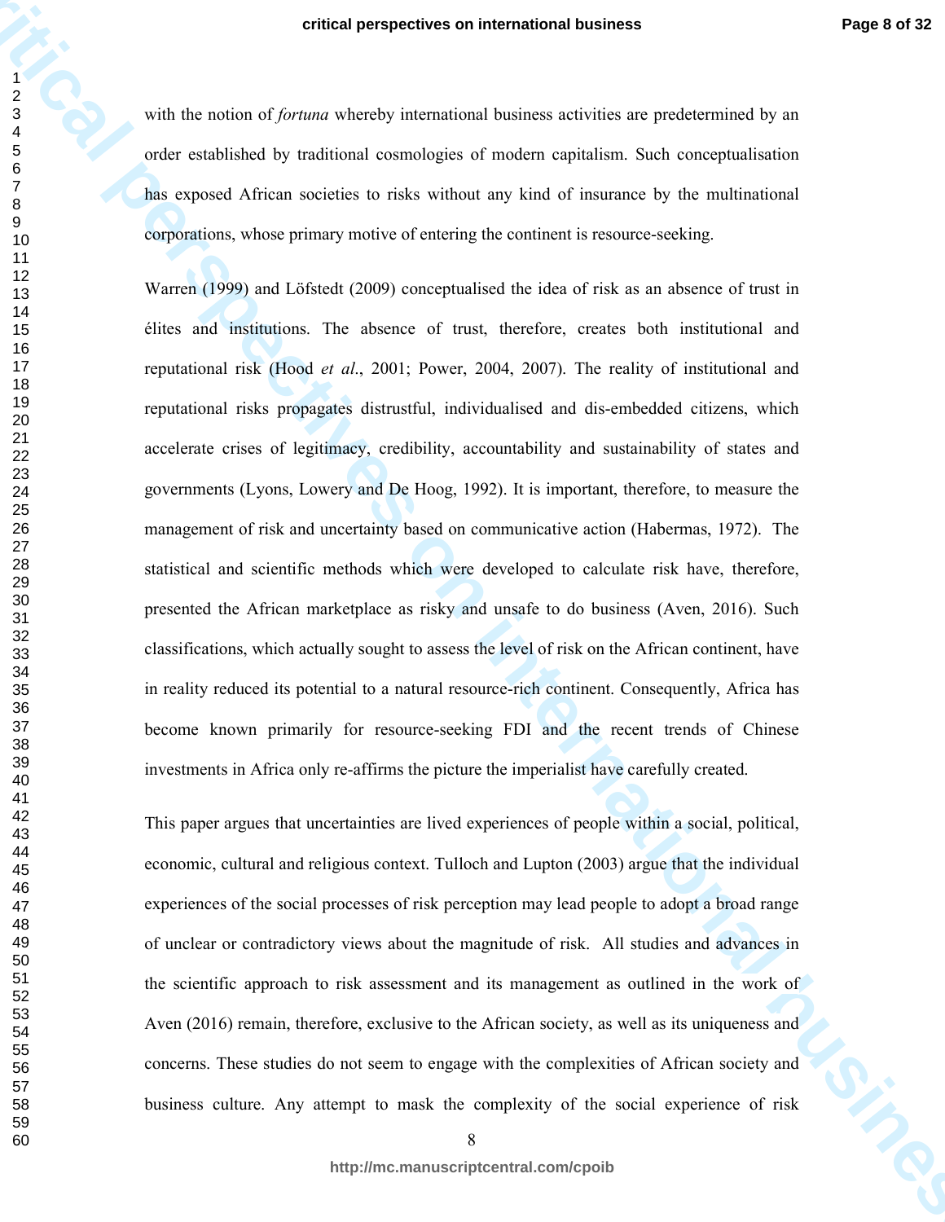with the notion of *fortuna* whereby international business activities are predetermined by an order established by traditional cosmologies of modern capitalism. Such conceptualisation has exposed African societies to risks without any kind of insurance by the multinational corporations, whose primary motive of entering the continent is resource-seeking.

Warren (1999) and Löfstedt (2009) conceptualised the idea of risk as an absence of trust in élites and institutions. The absence of trust, therefore, creates both institutional and reputational risk (Hood *et al*., 2001; Power, 2004, 2007). The reality of institutional and reputational risks propagates distrustful, individualised and dis-embedded citizens, which accelerate crises of legitimacy, credibility, accountability and sustainability of states and governments (Lyons, Lowery and De Hoog, 1992). It is important, therefore, to measure the management of risk and uncertainty based on communicative action (Habermas, 1972). The statistical and scientific methods which were developed to calculate risk have, therefore, presented the African marketplace as risky and unsafe to do business (Aven, 2016). Such classifications, which actually sought to assess the level of risk on the African continent, have in reality reduced its potential to a natural resource-rich continent. Consequently, Africa has become known primarily for resource-seeking FDI and the recent trends of Chinese investments in Africa only re-affirms the picture the imperialist have carefully created.

This paper argues that uncertainties are lived experiences of people within a social, political, economic, cultural and religious context. Tulloch and Lupton (2003) argue that the individual experiences of the social processes of risk perception may lead people to adopt a broad range of unclear or contradictory views about the magnitude of risk. All studies and advances in the scientific approach to risk assessment and its management as outlined in the work of Aven (2016) remain, therefore, exclusive to the African society, as well as its uniqueness and concerns. These studies do not seem to engage with the complexities of African society and business culture. Any attempt to mask the complexity of the social experience of risk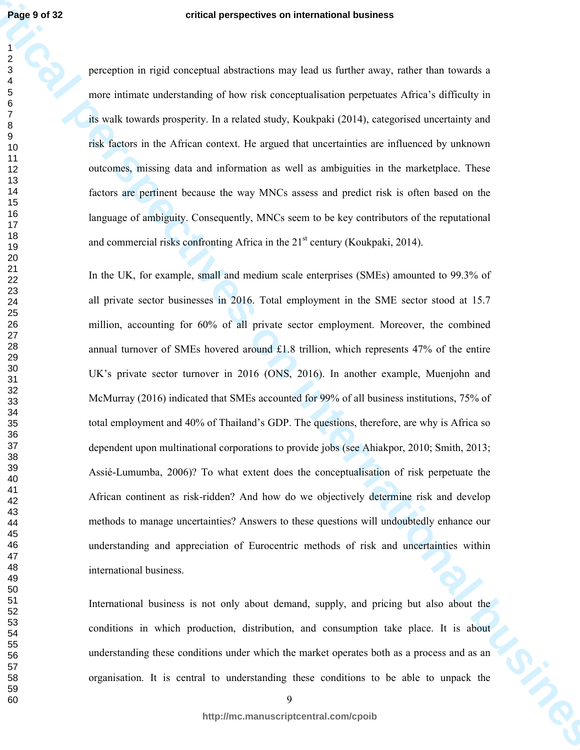perception in rigid conceptual abstractions may lead us further away, rather than towards a more intimate understanding of how risk conceptualisation perpetuates Africa's difficulty in its walk towards prosperity. In a related study, Koukpaki (2014), categorised uncertainty and risk factors in the African context. He argued that uncertainties are influenced by unknown outcomes, missing data and information as well as ambiguities in the marketplace. These factors are pertinent because the way MNCs assess and predict risk is often based on the language of ambiguity. Consequently, MNCs seem to be key contributors of the reputational and commercial risks confronting Africa in the 21st century (Koukpaki, 2014).

In the UK, for example, small and medium scale enterprises (SMEs) amounted to 99.3% of all private sector businesses in 2016. Total employment in the SME sector stood at 15.7 million, accounting for 60% of all private sector employment. Moreover, the combined annual turnover of SMEs hovered around £1.8 trillion, which represents 47% of the entire UK's private sector turnover in 2016 (ONS, 2016). In another example, Muenjohn and McMurray (2016) indicated that SMEs accounted for 99% of all business institutions, 75% of total employment and 40% of Thailand's GDP. The questions, therefore, are why is Africa so dependent upon multinational corporations to provide jobs (see Ahiakpor, 2010; Smith, 2013; Assié-Lumumba, 2006)? To what extent does the conceptualisation of risk perpetuate the African continent as risk-ridden? And how do we objectively determine risk and develop methods to manage uncertainties? Answers to these questions will undoubtedly enhance our understanding and appreciation of Eurocentric methods of risk and uncertainties within international business.

International business is not only about demand, supply, and pricing but also about the conditions in which production, distribution, and consumption take place. It is about understanding these conditions under which the market operates both as a process and as an organisation. It is central to understanding these conditions to be able to unpack the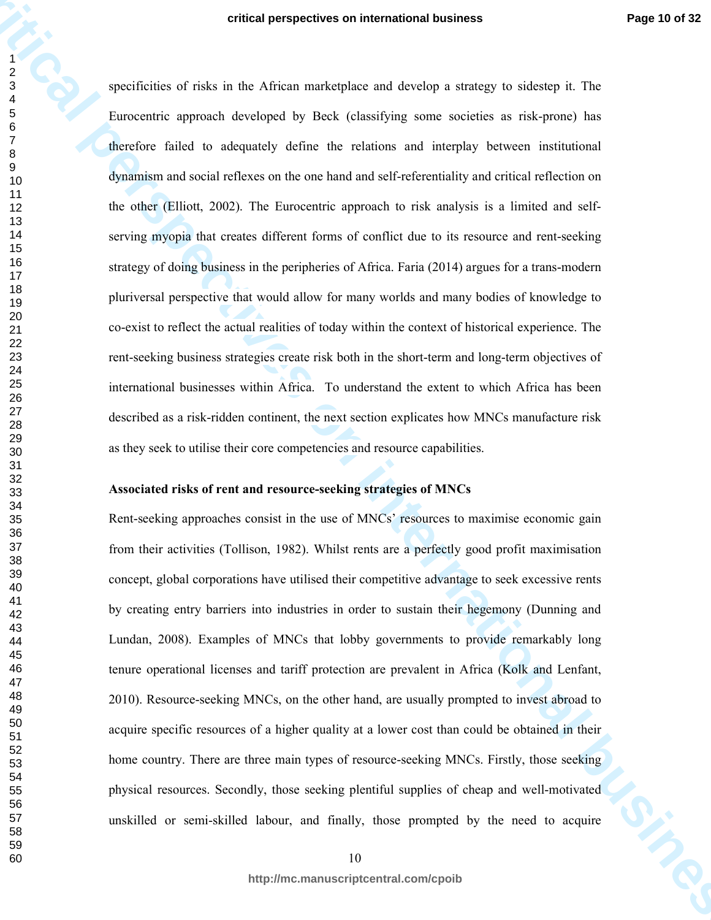specificities of risks in the African marketplace and develop a strategy to sidestep it. The Eurocentric approach developed by Beck (classifying some societies as risk-prone) has therefore failed to adequately define the relations and interplay between institutional dynamism and social reflexes on the one hand and self-referentiality and critical reflection on the other (Elliott, 2002). The Eurocentric approach to risk analysis is a limited and self-serving myopia that creates different forms of conflict due to its resource and rent-seeking strategy of doing business in the peripheries of Africa. Faria (2014) argues for a trans-modern pluriversal perspective that would allow for many worlds and many bodies of knowledge to co-exist to reflect the actual realities of today within the context of historical experience. The rent-seeking business strategies create risk both in the short-term and long-term objectives of international businesses within Africa. To understand the extent to which Africa has been described as a risk-ridden continent, the next section explicates how MNCs manufacture risk as they seek to utilise their core competencies and resource capabilities.

**Associated risks of rent and resource-seeking strategies of MNCs**

Rent-seeking approaches consist in the use of MNCs' resources to maximise economic gain from their activities (Tollison, 1982). Whilst rents are a perfectly good profit maximisation concept, global corporations have utilised their competitive advantage to seek excessive rents by creating entry barriers into industries in order to sustain their hegemony (Dunning and Lundan, 2008). Examples of MNCs that lobby governments to provide remarkably long tenure operational licenses and tariff protection are prevalent in Africa (Kolk and Lenfant, 2010). Resource-seeking MNCs, on the other hand, are usually prompted to invest abroad to acquire specific resources of a higher quality at a lower cost than could be obtained in their home country. There are three main types of resource-seeking MNCs. Firstly, those seeking physical resources. Secondly, those seeking plentiful supplies of cheap and well-motivated unskilled or semi-skilled labour, and finally, those prompted by the need to acquire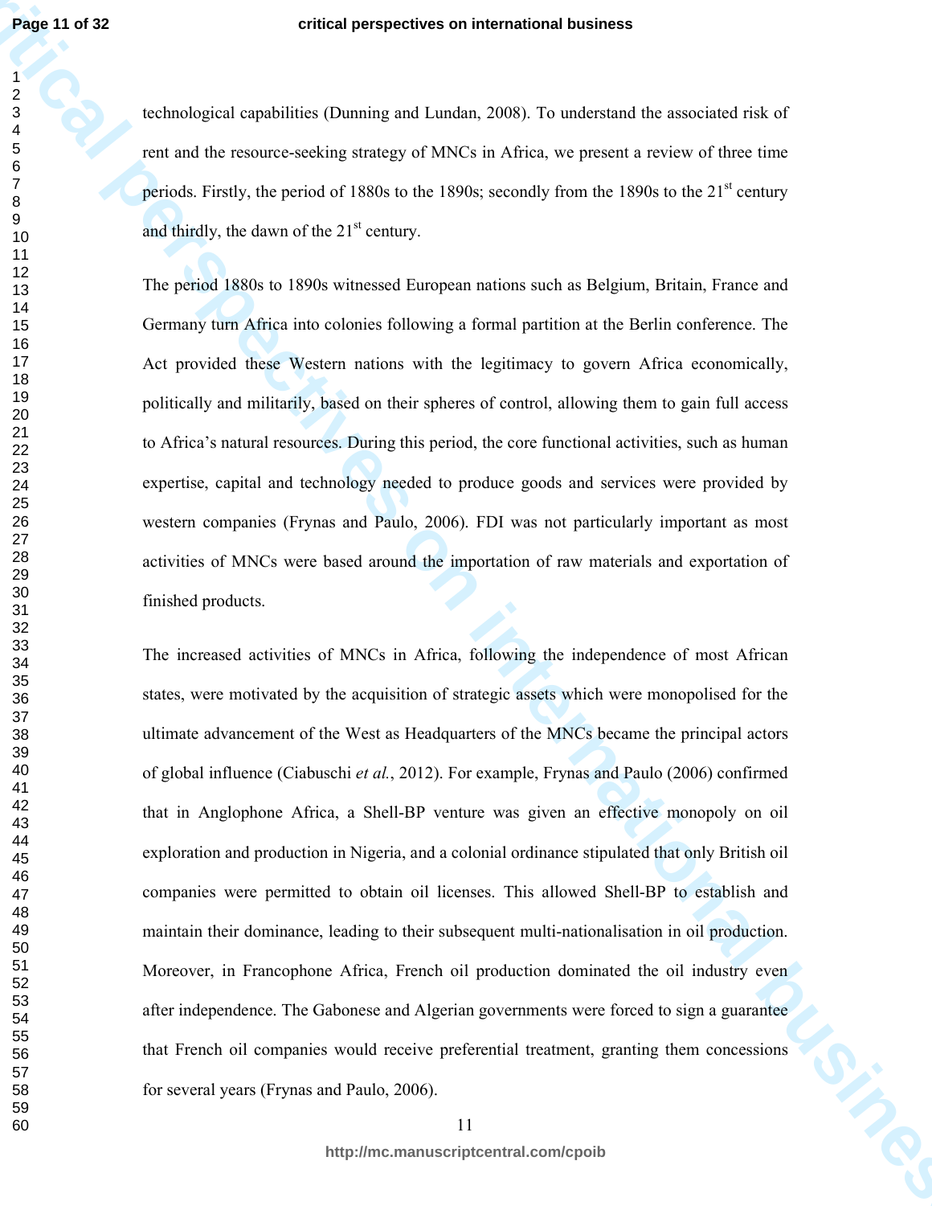technological capabilities (Dunning and Lundan, 2008). To understand the associated risk of rent and the resource-seeking strategy of MNCs in Africa, we present a review of three time periods. Firstly, the period of 1880s to the 1890s; secondly from the 1890s to the 21st century and thirdly, the dawn of the 21st century.

The period 1880s to 1890s witnessed European nations such as Belgium, Britain, France and Germany turn Africa into colonies following a formal partition at the Berlin conference. The Act provided these Western nations with the legitimacy to govern Africa economically, politically and militarily, based on their spheres of control, allowing them to gain full access to Africa's natural resources. During this period, the core functional activities, such as human expertise, capital and technology needed to produce goods and services were provided by western companies (Frynas and Paulo, 2006). FDI was not particularly important as most activities of MNCs were based around the importation of raw materials and exportation of finished products.

The increased activities of MNCs in Africa, following the independence of most African states, were motivated by the acquisition of strategic assets which were monopolised for the ultimate advancement of the West as Headquarters of the MNCs became the principal actors of global influence (Ciabuschi *et al.*, 2012). For example, Frynas and Paulo (2006) confirmed that in Anglophone Africa, a Shell-BP venture was given an effective monopoly on oil exploration and production in Nigeria, and a colonial ordinance stipulated that only British oil companies were permitted to obtain oil licenses. This allowed Shell-BP to establish and maintain their dominance, leading to their subsequent multi-nationalisation in oil production. Moreover, in Francophone Africa, French oil production dominated the oil industry even after independence. The Gabonese and Algerian governments were forced to sign a guarantee that French oil companies would receive preferential treatment, granting them concessions for several years (Frynas and Paulo, 2006).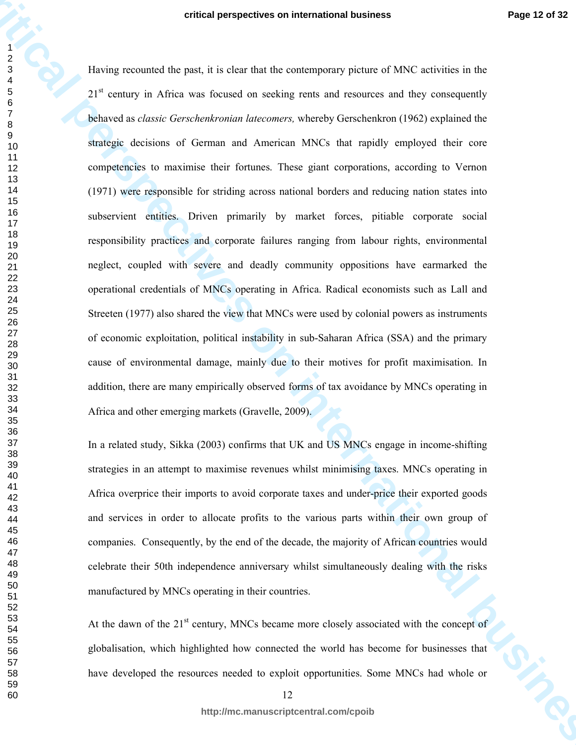Having recounted the past, it is clear that the contemporary picture of MNC activities in the 21st century in Africa was focused on seeking rents and resources and they consequently behaved as *classic Gerschenkronian latecomers,* whereby Gerschenkron (1962) explained the strategic decisions of German and American MNCs that rapidly employed their core competencies to maximise their fortunes. These giant corporations, according to Vernon (1971) were responsible for striding across national borders and reducing nation states into subservient entities. Driven primarily by market forces, pitiable corporate social responsibility practices and corporate failures ranging from labour rights, environmental neglect, coupled with severe and deadly community oppositions have earmarked the operational credentials of MNCs operating in Africa. Radical economists such as Lall and Streeten (1977) also shared the view that MNCs were used by colonial powers as instruments of economic exploitation, political instability in sub-Saharan Africa (SSA) and the primary cause of environmental damage, mainly due to their motives for profit maximisation. In addition, there are many empirically observed forms of tax avoidance by MNCs operating in Africa and other emerging markets (Gravelle, 2009).

In a related study, Sikka (2003) confirms that UK and US MNCs engage in income-shifting strategies in an attempt to maximise revenues whilst minimising taxes. MNCs operating in Africa overprice their imports to avoid corporate taxes and under-price their exported goods and services in order to allocate profits to the various parts within their own group of companies. Consequently, by the end of the decade, the majority of African countries would celebrate their 50th independence anniversary whilst simultaneously dealing with the risks manufactured by MNCs operating in their countries.

At the dawn of the 21st century, MNCs became more closely associated with the concept of globalisation, which highlighted how connected the world has become for businesses that have developed the resources needed to exploit opportunities. Some MNCs had whole or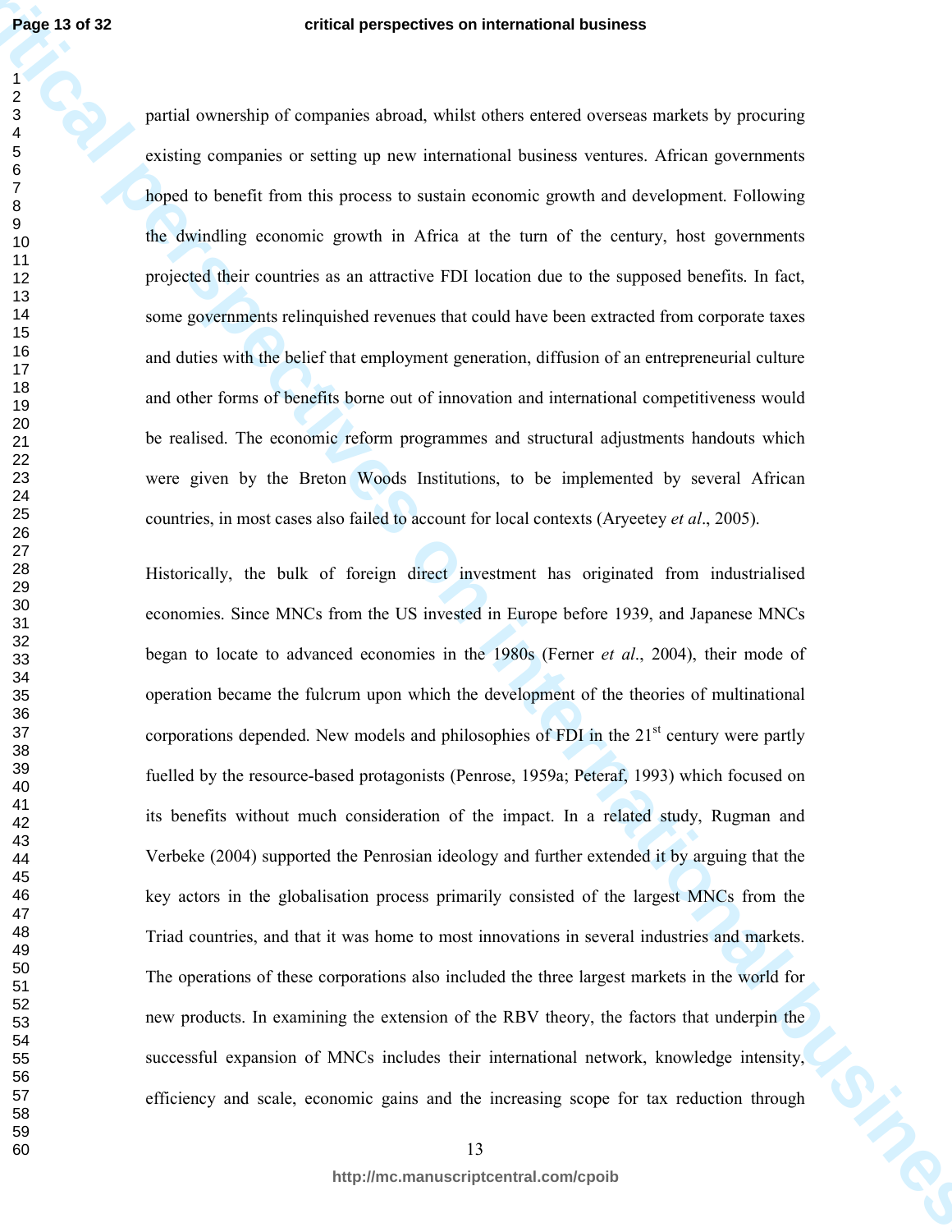partial ownership of companies abroad, whilst others entered overseas markets by procuring existing companies or setting up new international business ventures. African governments hoped to benefit from this process to sustain economic growth and development. Following the dwindling economic growth in Africa at the turn of the century, host governments projected their countries as an attractive FDI location due to the supposed benefits. In fact, some governments relinquished revenues that could have been extracted from corporate taxes and duties with the belief that employment generation, diffusion of an entrepreneurial culture and other forms of benefits borne out of innovation and international competitiveness would be realised. The economic reform programmes and structural adjustments handouts which were given by the Breton Woods Institutions, to be implemented by several African countries, in most cases also failed to account for local contexts (Aryeetey *et al*., 2005).

Historically, the bulk of foreign direct investment has originated from industrialised economies. Since MNCs from the US invested in Europe before 1939, and Japanese MNCs began to locate to advanced economies in the 1980s (Ferner *et al*., 2004), their mode of operation became the fulcrum upon which the development of the theories of multinational corporations depended. New models and philosophies of FDI in the 21st century were partly fuelled by the resource-based protagonists (Penrose, 1959a; Peteraf, 1993) which focused on its benefits without much consideration of the impact. In a related study, Rugman and Verbeke (2004) supported the Penrosian ideology and further extended it by arguing that the key actors in the globalisation process primarily consisted of the largest MNCs from the Triad countries, and that it was home to most innovations in several industries and markets. The operations of these corporations also included the three largest markets in the world for new products. In examining the extension of the RBV theory, the factors that underpin the successful expansion of MNCs includes their international network, knowledge intensity, efficiency and scale, economic gains and the increasing scope for tax reduction through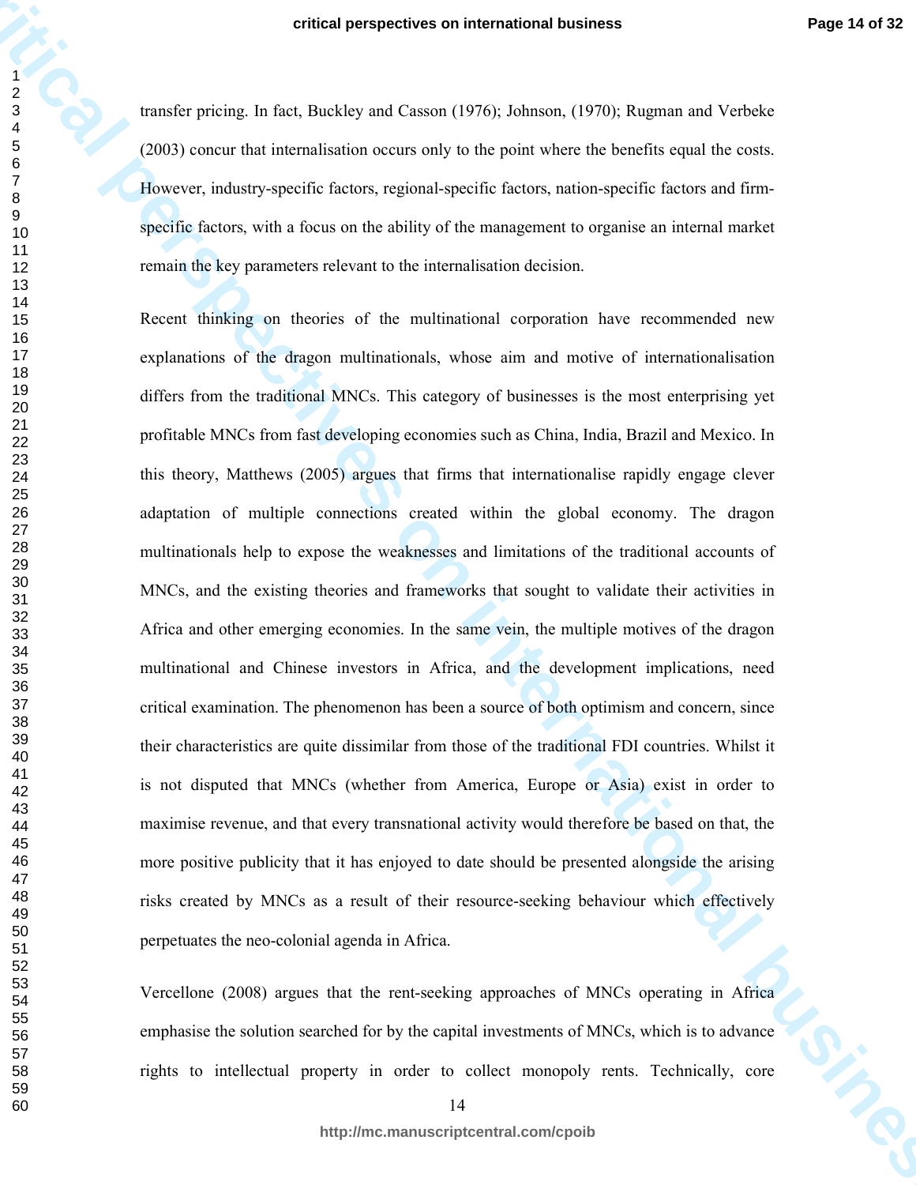transfer pricing. In fact, Buckley and Casson (1976); Johnson, (1970); Rugman and Verbeke (2003) concur that internalisation occurs only to the point where the benefits equal the costs. However, industry-specific factors, regional-specific factors, nation-specific factors and firm-specific factors, with a focus on the ability of the management to organise an internal market remain the key parameters relevant to the internalisation decision.

Recent thinking on theories of the multinational corporation have recommended new explanations of the dragon multinationals, whose aim and motive of internationalisation differs from the traditional MNCs. This category of businesses is the most enterprising yet profitable MNCs from fast developing economies such as China, India, Brazil and Mexico. In this theory, Matthews (2005) argues that firms that internationalise rapidly engage clever adaptation of multiple connections created within the global economy. The dragon multinationals help to expose the weaknesses and limitations of the traditional accounts of MNCs, and the existing theories and frameworks that sought to validate their activities in Africa and other emerging economies. In the same vein, the multiple motives of the dragon multinational and Chinese investors in Africa, and the development implications, need critical examination. The phenomenon has been a source of both optimism and concern, since their characteristics are quite dissimilar from those of the traditional FDI countries. Whilst it is not disputed that MNCs (whether from America, Europe or Asia) exist in order to maximise revenue, and that every transnational activity would therefore be based on that, the more positive publicity that it has enjoyed to date should be presented alongside the arising risks created by MNCs as a result of their resource-seeking behaviour which effectively perpetuates the neo-colonial agenda in Africa.

Vercellone (2008) argues that the rent-seeking approaches of MNCs operating in Africa emphasise the solution searched for by the capital investments of MNCs, which is to advance rights to intellectual property in order to collect monopoly rents. Technically, core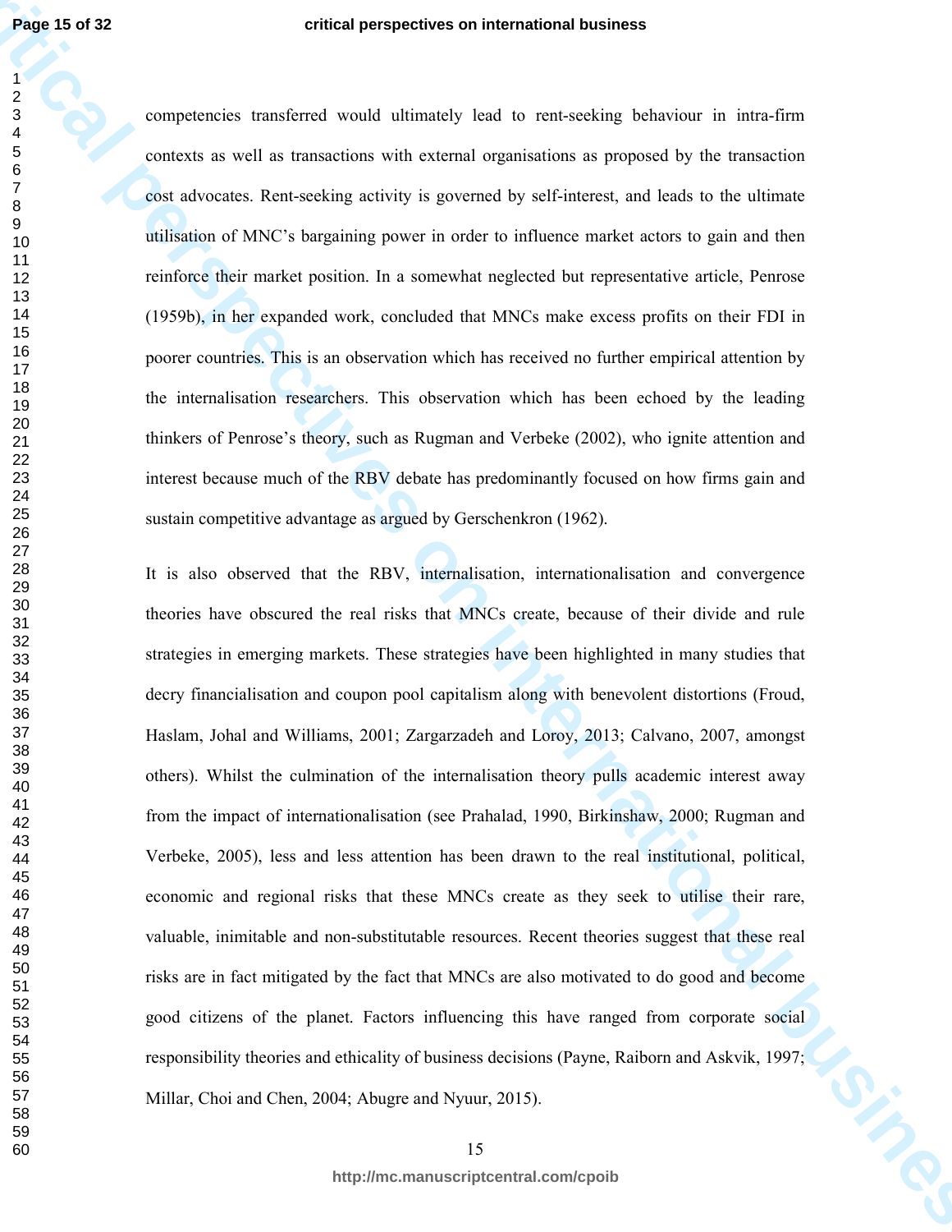competencies transferred would ultimately lead to rent-seeking behaviour in intra-firm contexts as well as transactions with external organisations as proposed by the transaction cost advocates. Rent-seeking activity is governed by self-interest, and leads to the ultimate utilisation of MNC's bargaining power in order to influence market actors to gain and then reinforce their market position. In a somewhat neglected but representative article, Penrose (1959b), in her expanded work, concluded that MNCs make excess profits on their FDI in poorer countries. This is an observation which has received no further empirical attention by the internalisation researchers. This observation which has been echoed by the leading thinkers of Penrose's theory, such as Rugman and Verbeke (2002), who ignite attention and interest because much of the RBV debate has predominantly focused on how firms gain and sustain competitive advantage as argued by Gerschenkron (1962).

It is also observed that the RBV, internalisation, internationalisation and convergence theories have obscured the real risks that MNCs create, because of their divide and rule strategies in emerging markets. These strategies have been highlighted in many studies that decry financialisation and coupon pool capitalism along with benevolent distortions (Froud, Haslam, Johal and Williams, 2001; Zargarzadeh and Loroy, 2013; Calvano, 2007, amongst others). Whilst the culmination of the internalisation theory pulls academic interest away from the impact of internationalisation (see Prahalad, 1990, Birkinshaw, 2000; Rugman and Verbeke, 2005), less and less attention has been drawn to the real institutional, political, economic and regional risks that these MNCs create as they seek to utilise their rare, valuable, inimitable and non-substitutable resources. Recent theories suggest that these real risks are in fact mitigated by the fact that MNCs are also motivated to do good and become good citizens of the planet. Factors influencing this have ranged from corporate social responsibility theories and ethicality of business decisions (Payne, Raiborn and Askvik, 1997; Millar, Choi and Chen, 2004; Abugre and Nyuur, 2015).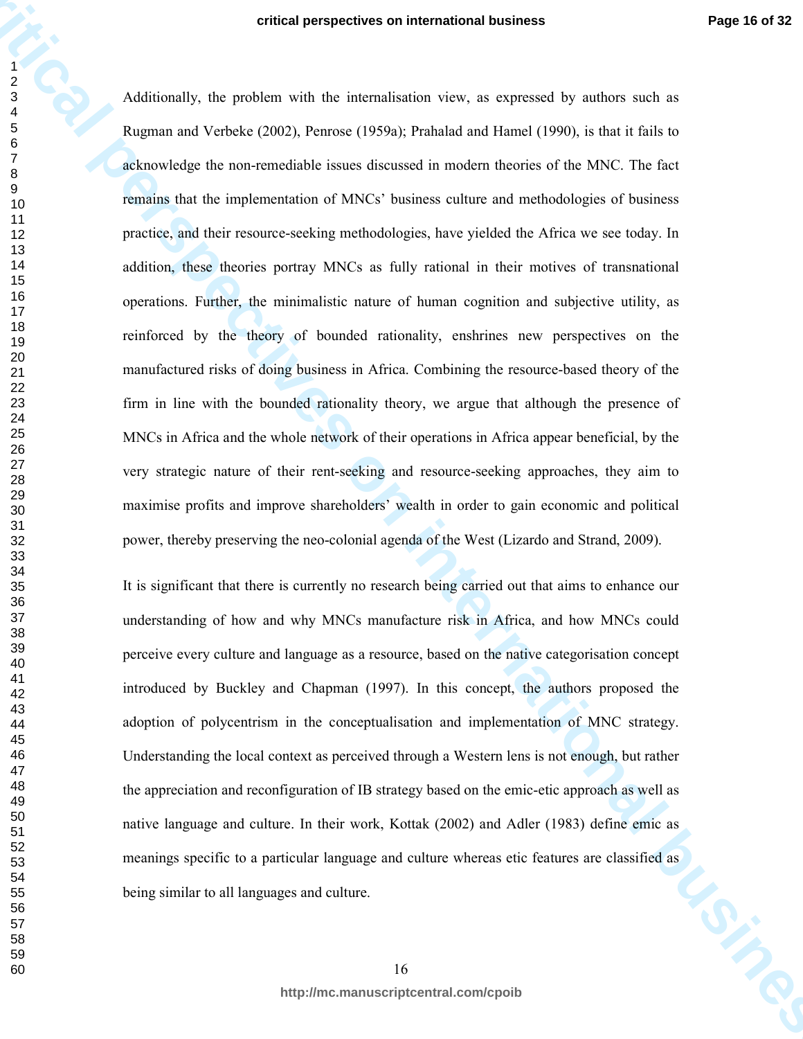Additionally, the problem with the internalisation view, as expressed by authors such as Rugman and Verbeke (2002), Penrose (1959a); Prahalad and Hamel (1990), is that it fails to acknowledge the non-remediable issues discussed in modern theories of the MNC. The fact remains that the implementation of MNCs' business culture and methodologies of business practice, and their resource-seeking methodologies, have yielded the Africa we see today. In addition, these theories portray MNCs as fully rational in their motives of transnational operations. Further, the minimalistic nature of human cognition and subjective utility, as reinforced by the theory of bounded rationality, enshrines new perspectives on the manufactured risks of doing business in Africa. Combining the resource-based theory of the firm in line with the bounded rationality theory, we argue that although the presence of MNCs in Africa and the whole network of their operations in Africa appear beneficial, by the very strategic nature of their rent-seeking and resource-seeking approaches, they aim to maximise profits and improve shareholders' wealth in order to gain economic and political power, thereby preserving the neo-colonial agenda of the West (Lizardo and Strand, 2009).

It is significant that there is currently no research being carried out that aims to enhance our understanding of how and why MNCs manufacture risk in Africa, and how MNCs could perceive every culture and language as a resource, based on the native categorisation concept introduced by Buckley and Chapman (1997). In this concept, the authors proposed the adoption of polycentrism in the conceptualisation and implementation of MNC strategy. Understanding the local context as perceived through a Western lens is not enough, but rather the appreciation and reconfiguration of IB strategy based on the emic-etic approach as well as native language and culture. In their work, Kottak (2002) and Adler (1983) define emic as meanings specific to a particular language and culture whereas etic features are classified as being similar to all languages and culture.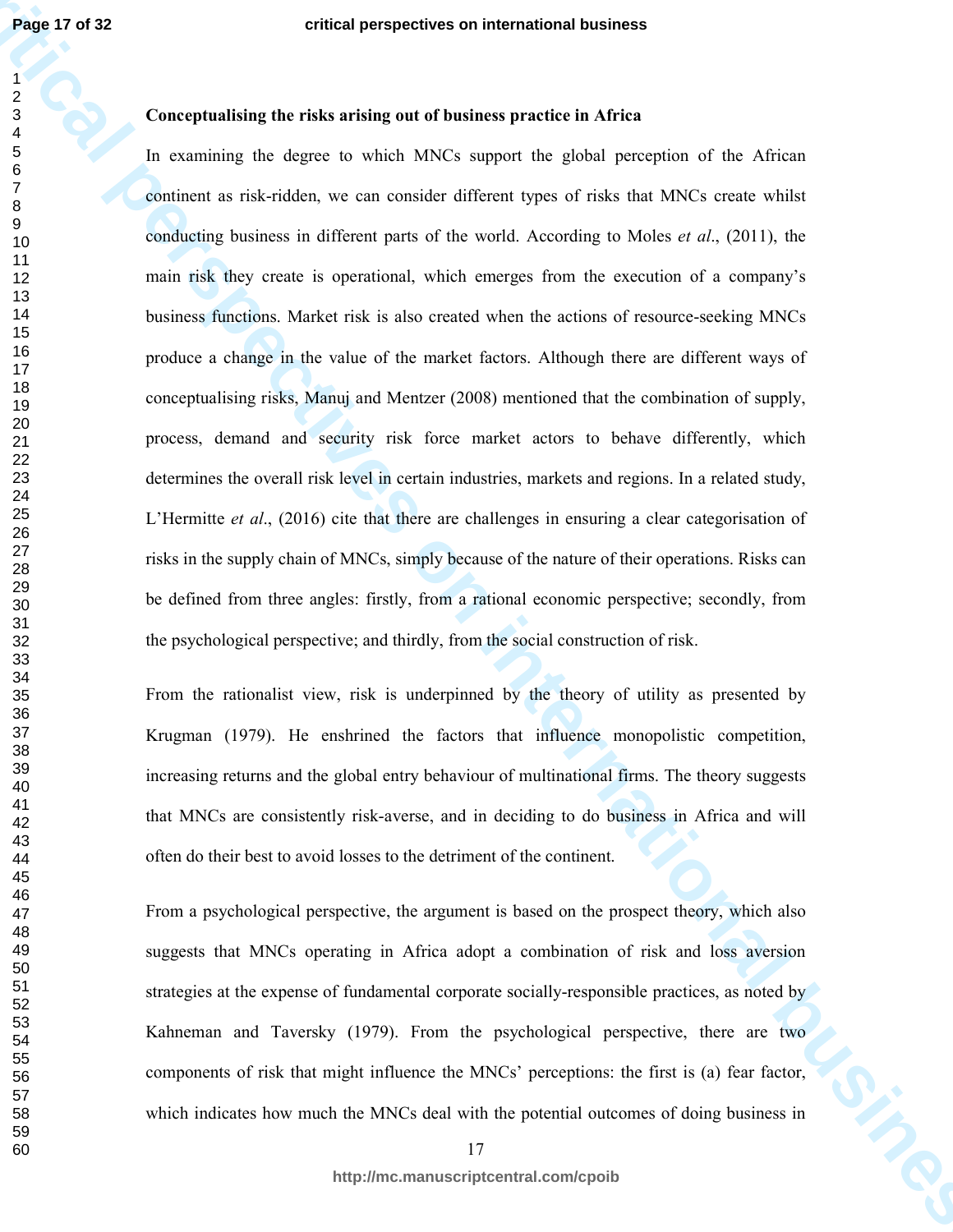### Conceptualising the risks arising out of business practice in Africa

In examining the degree to which MNCs support the global perception of the African continent as risk-ridden, we can consider different types of risks that MNCs create whilst conducting business in different parts of the world. According to Moles *et al*., (2011), the main risk they create is operational, which emerges from the execution of a company's business functions. Market risk is also created when the actions of resource-seeking MNCs produce a change in the value of the market factors. Although there are different ways of conceptualising risks, Manuj and Mentzer (2008) mentioned that the combination of supply, process, demand and security risk force market actors to behave differently, which determines the overall risk level in certain industries, markets and regions. In a related study, L'Hermitte *et al*., (2016) cite that there are challenges in ensuring a clear categorisation of risks in the supply chain of MNCs, simply because of the nature of their operations. Risks can be defined from three angles: firstly, from a rational economic perspective; secondly, from the psychological perspective; and thirdly, from the social construction of risk.

From the rationalist view, risk is underpinned by the theory of utility as presented by Krugman (1979). He enshrined the factors that influence monopolistic competition, increasing returns and the global entry behaviour of multinational firms. The theory suggests that MNCs are consistently risk-averse, and in deciding to do business in Africa and will often do their best to avoid losses to the detriment of the continent.

From a psychological perspective, the argument is based on the prospect theory, which also suggests that MNCs operating in Africa adopt a combination of risk and loss aversion strategies at the expense of fundamental corporate socially-responsible practices, as noted by Kahneman and Taversky (1979). From the psychological perspective, there are two components of risk that might influence the MNCs' perceptions: the first is (a) fear factor, which indicates how much the MNCs deal with the potential outcomes of doing business in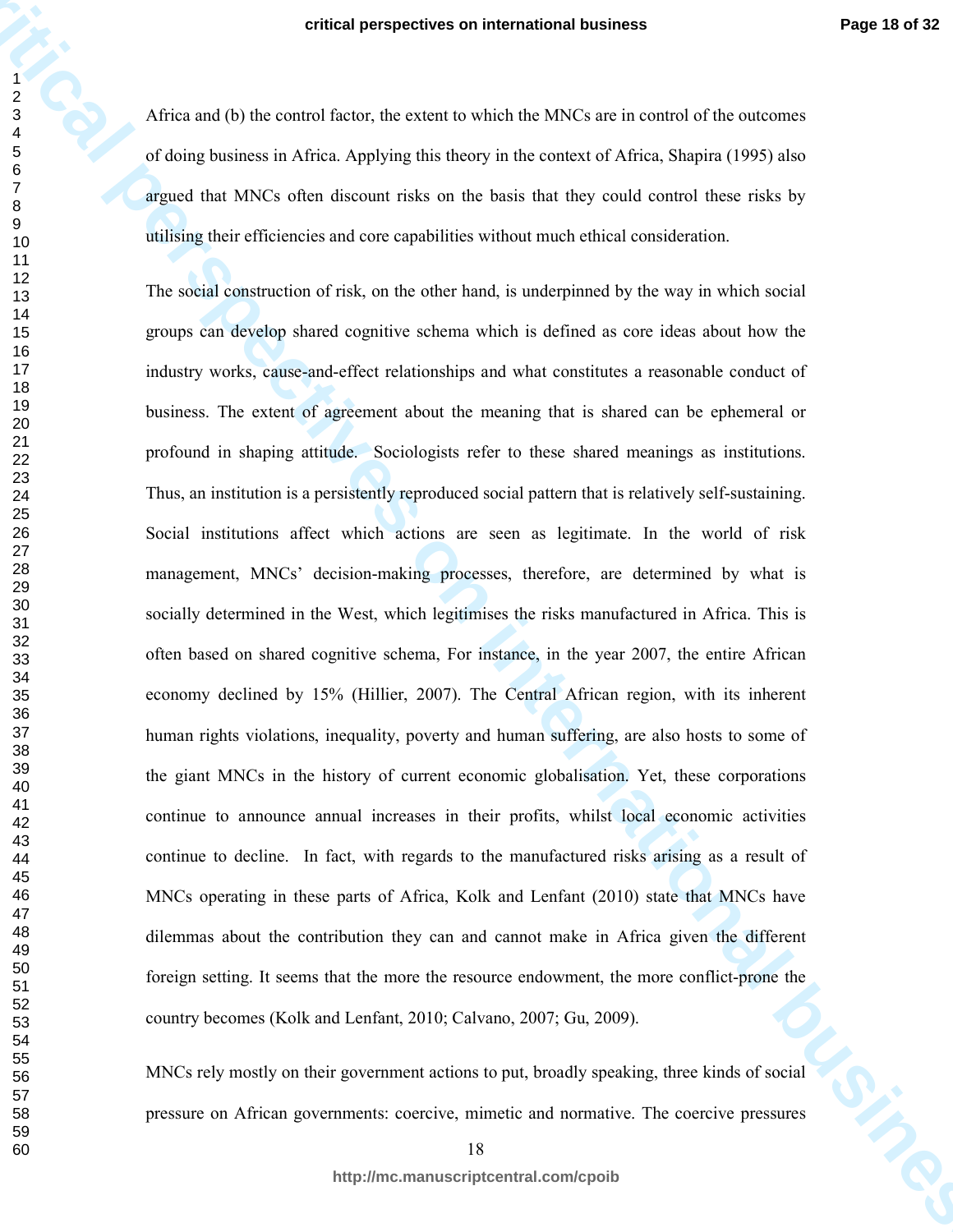Africa and (b) the control factor, the extent to which the MNCs are in control of the outcomes of doing business in Africa. Applying this theory in the context of Africa, Shapira (1995) also argued that MNCs often discount risks on the basis that they could control these risks by utilising their efficiencies and core capabilities without much ethical consideration.

The social construction of risk, on the other hand, is underpinned by the way in which social groups can develop shared cognitive schema which is defined as core ideas about how the industry works, cause-and-effect relationships and what constitutes a reasonable conduct of business. The extent of agreement about the meaning that is shared can be ephemeral or profound in shaping attitude. Sociologists refer to these shared meanings as institutions. Thus, an institution is a persistently reproduced social pattern that is relatively self-sustaining. Social institutions affect which actions are seen as legitimate. In the world of risk management, MNCs' decision-making processes, therefore, are determined by what is socially determined in the West, which legitimises the risks manufactured in Africa. This is often based on shared cognitive schema, For instance, in the year 2007, the entire African economy declined by 15% (Hillier, 2007). The Central African region, with its inherent human rights violations, inequality, poverty and human suffering, are also hosts to some of the giant MNCs in the history of current economic globalisation. Yet, these corporations continue to announce annual increases in their profits, whilst local economic activities continue to decline. In fact, with regards to the manufactured risks arising as a result of MNCs operating in these parts of Africa, Kolk and Lenfant (2010) state that MNCs have dilemmas about the contribution they can and cannot make in Africa given the different foreign setting. It seems that the more the resource endowment, the more conflict-prone the country becomes (Kolk and Lenfant, 2010; Calvano, 2007; Gu, 2009).

MNCs rely mostly on their government actions to put, broadly speaking, three kinds of social pressure on African governments: coercive, mimetic and normative. The coercive pressures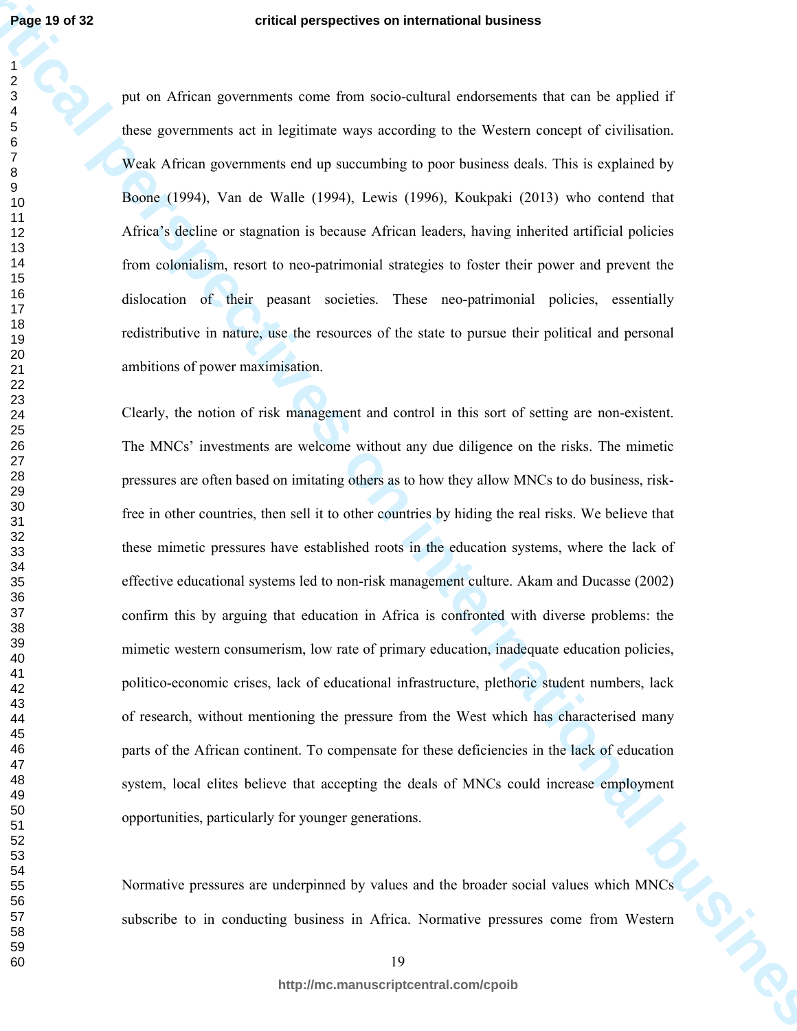put on African governments come from socio-cultural endorsements that can be applied if these governments act in legitimate ways according to the Western concept of civilisation. Weak African governments end up succumbing to poor business deals. This is explained by Boone (1994), Van de Walle (1994), Lewis (1996), Koukpaki (2013) who contend that Africa's decline or stagnation is because African leaders, having inherited artificial policies from colonialism, resort to neo-patrimonial strategies to foster their power and prevent the dislocation of their peasant societies. These neo-patrimonial policies, essentially redistributive in nature, use the resources of the state to pursue their political and personal ambitions of power maximisation.

Clearly, the notion of risk management and control in this sort of setting are non-existent. The MNCs' investments are welcome without any due diligence on the risks. The mimetic pressures are often based on imitating others as to how they allow MNCs to do business, risk-free in other countries, then sell it to other countries by hiding the real risks. We believe that these mimetic pressures have established roots in the education systems, where the lack of effective educational systems led to non-risk management culture. Akam and Ducasse (2002) confirm this by arguing that education in Africa is confronted with diverse problems: the mimetic western consumerism, low rate of primary education, inadequate education policies, politico-economic crises, lack of educational infrastructure, plethoric student numbers, lack of research, without mentioning the pressure from the West which has characterised many parts of the African continent. To compensate for these deficiencies in the lack of education system, local elites believe that accepting the deals of MNCs could increase employment opportunities, particularly for younger generations.

Normative pressures are underpinned by values and the broader social values which MNCs subscribe to in conducting business in Africa. Normative pressures come from Western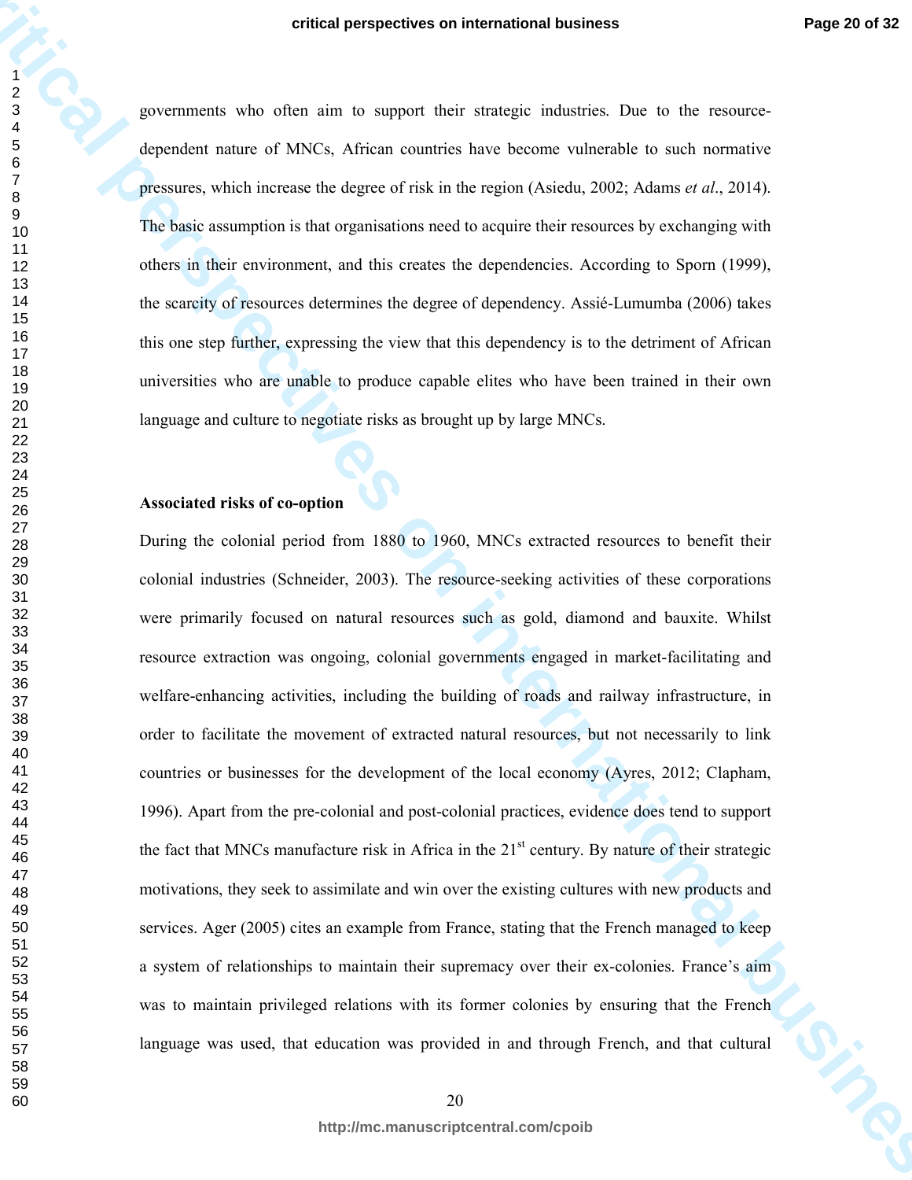governments who often aim to support their strategic industries. Due to the resource-dependent nature of MNCs, African countries have become vulnerable to such normative pressures, which increase the degree of risk in the region (Asiedu, 2002; Adams *et al*., 2014). The basic assumption is that organisations need to acquire their resources by exchanging with others in their environment, and this creates the dependencies. According to Sporn (1999), the scarcity of resources determines the degree of dependency. Assié-Lumumba (2006) takes this one step further, expressing the view that this dependency is to the detriment of African universities who are unable to produce capable elites who have been trained in their own language and culture to negotiate risks as brought up by large MNCs.

**Associated risks of co-option**

During the colonial period from 1880 to 1960, MNCs extracted resources to benefit their colonial industries (Schneider, 2003). The resource-seeking activities of these corporations were primarily focused on natural resources such as gold, diamond and bauxite. Whilst resource extraction was ongoing, colonial governments engaged in market-facilitating and welfare-enhancing activities, including the building of roads and railway infrastructure, in order to facilitate the movement of extracted natural resources, but not necessarily to link countries or businesses for the development of the local economy (Ayres, 2012; Clapham, 1996). Apart from the pre-colonial and post-colonial practices, evidence does tend to support the fact that MNCs manufacture risk in Africa in the 21st century. By nature of their strategic motivations, they seek to assimilate and win over the existing cultures with new products and services. Ager (2005) cites an example from France, stating that the French managed to keep a system of relationships to maintain their supremacy over their ex-colonies. France's aim was to maintain privileged relations with its former colonies by ensuring that the French language was used, that education was provided in and through French, and that cultural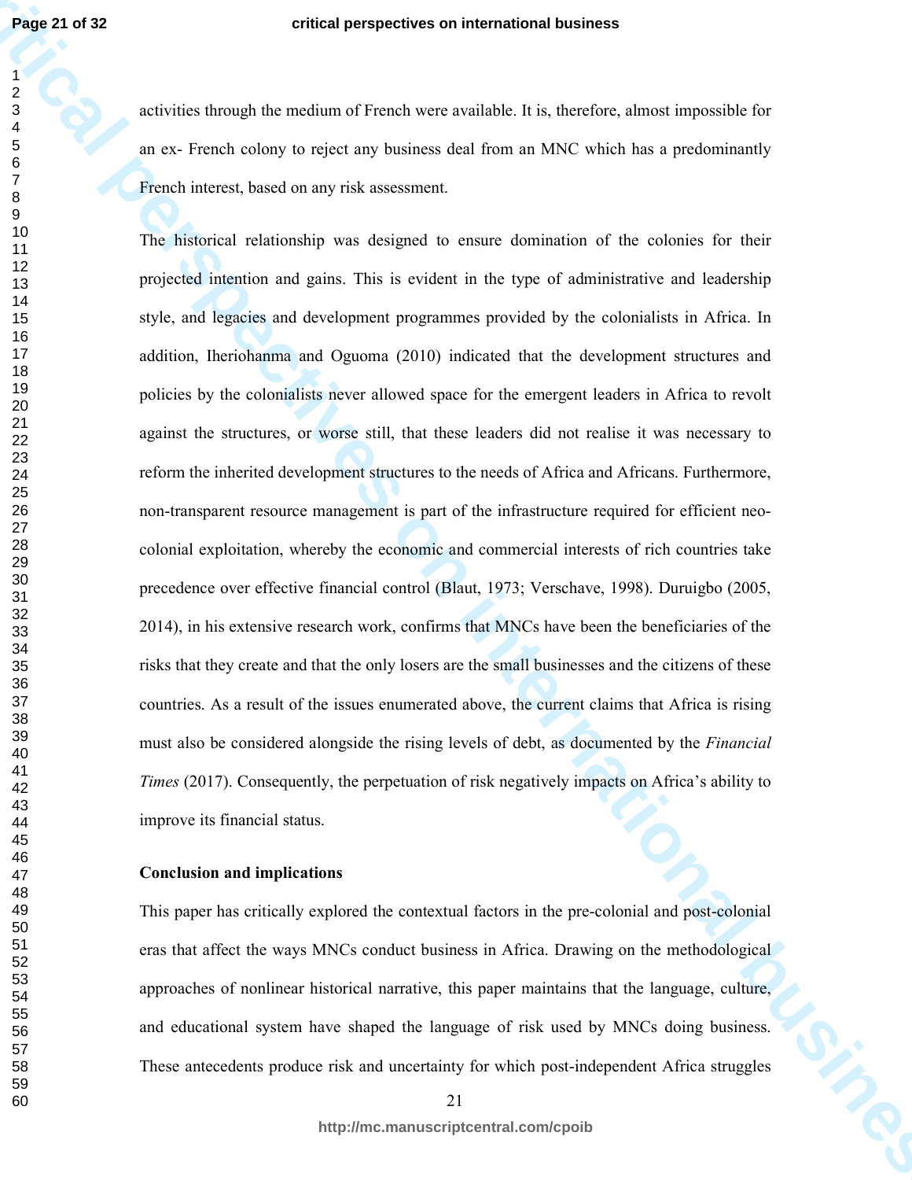activities through the medium of French were available. It is, therefore, almost impossible for an ex- French colony to reject any business deal from an MNC which has a predominantly French interest, based on any risk assessment.

The historical relationship was designed to ensure domination of the colonies for their projected intention and gains. This is evident in the type of administrative and leadership style, and legacies and development programmes provided by the colonialists in Africa. In addition, Iheriohanma and Oguoma (2010) indicated that the development structures and policies by the colonialists never allowed space for the emergent leaders in Africa to revolt against the structures, or worse still, that these leaders did not realise it was necessary to reform the inherited development structures to the needs of Africa and Africans. Furthermore, non-transparent resource management is part of the infrastructure required for efficient neo-colonial exploitation, whereby the economic and commercial interests of rich countries take precedence over effective financial control (Blaut, 1973; Verschave, 1998). Duruigbo (2005, 2014), in his extensive research work, confirms that MNCs have been the beneficiaries of the risks that they create and that the only losers are the small businesses and the citizens of these countries. As a result of the issues enumerated above, the current claims that Africa is rising must also be considered alongside the rising levels of debt, as documented by the *Financial Times* (2017). Consequently, the perpetuation of risk negatively impacts on Africa's ability to improve its financial status.

**Conclusion and implications**

This paper has critically explored the contextual factors in the pre-colonial and post-colonial eras that affect the ways MNCs conduct business in Africa. Drawing on the methodological approaches of nonlinear historical narrative, this paper maintains that the language, culture, and educational system have shaped the language of risk used by MNCs doing business. These antecedents produce risk and uncertainty for which post-independent Africa struggles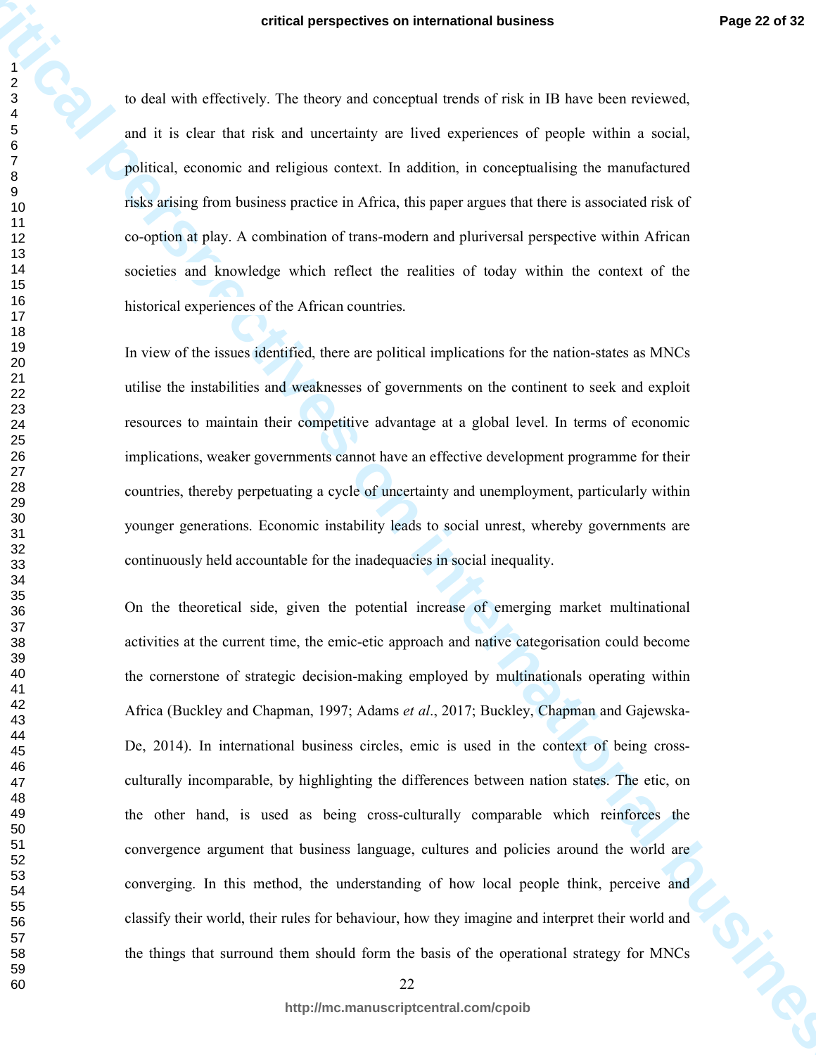to deal with effectively. The theory and conceptual trends of risk in IB have been reviewed, and it is clear that risk and uncertainty are lived experiences of people within a social, political, economic and religious context. In addition, in conceptualising the manufactured risks arising from business practice in Africa, this paper argues that there is associated risk of co-option at play. A combination of trans-modern and pluriversal perspective within African societies and knowledge which reflect the realities of today within the context of the historical experiences of the African countries.

In view of the issues identified, there are political implications for the nation-states as MNCs utilise the instabilities and weaknesses of governments on the continent to seek and exploit resources to maintain their competitive advantage at a global level. In terms of economic implications, weaker governments cannot have an effective development programme for their countries, thereby perpetuating a cycle of uncertainty and unemployment, particularly within younger generations. Economic instability leads to social unrest, whereby governments are continuously held accountable for the inadequacies in social inequality.

On the theoretical side, given the potential increase of emerging market multinational activities at the current time, the emic-etic approach and native categorisation could become the cornerstone of strategic decision-making employed by multinationals operating within Africa (Buckley and Chapman, 1997; Adams *et al*., 2017; Buckley, Chapman and Gajewska-De, 2014). In international business circles, emic is used in the context of being cross-culturally incomparable, by highlighting the differences between nation states. The etic, on the other hand, is used as being cross-culturally comparable which reinforces the convergence argument that business language, cultures and policies around the world are converging. In this method, the understanding of how local people think, perceive and classify their world, their rules for behaviour, how they imagine and interpret their world and the things that surround them should form the basis of the operational strategy for MNCs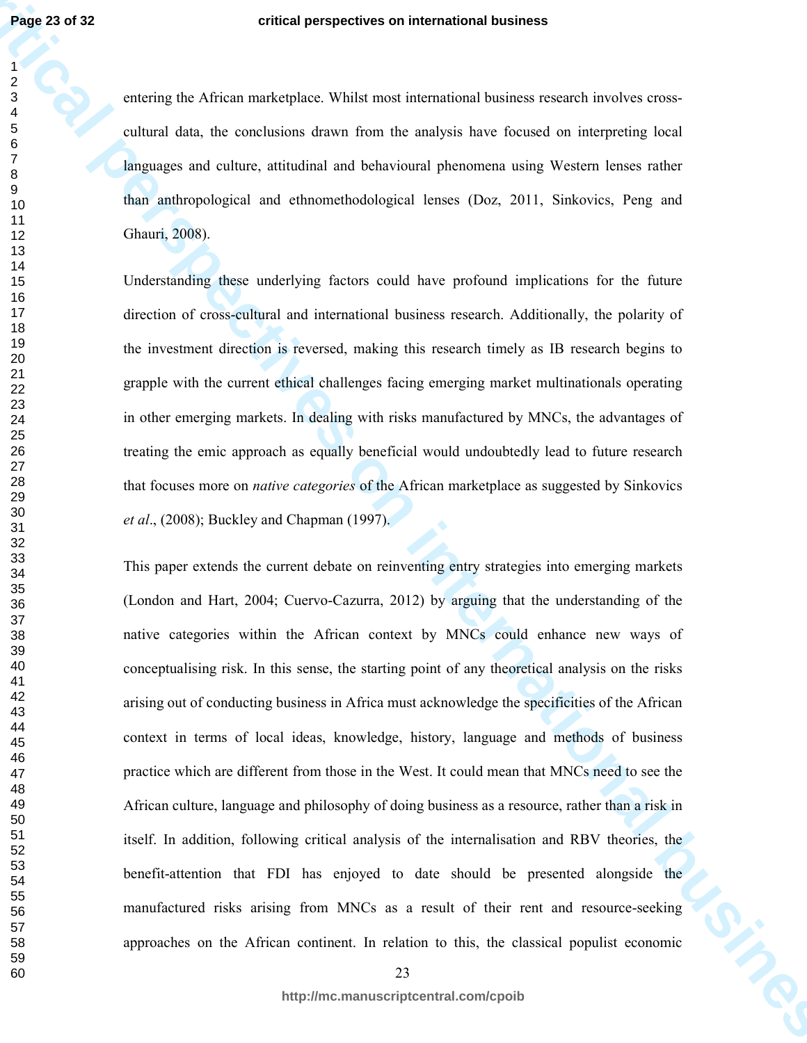entering the African marketplace. Whilst most international business research involves cross-cultural data, the conclusions drawn from the analysis have focused on interpreting local languages and culture, attitudinal and behavioural phenomena using Western lenses rather than anthropological and ethnomethodological lenses (Doz, 2011, Sinkovics, Peng and Ghauri, 2008).

Understanding these underlying factors could have profound implications for the future direction of cross-cultural and international business research. Additionally, the polarity of the investment direction is reversed, making this research timely as IB research begins to grapple with the current ethical challenges facing emerging market multinationals operating in other emerging markets. In dealing with risks manufactured by MNCs, the advantages of treating the emic approach as equally beneficial would undoubtedly lead to future research that focuses more on *native categories* of the African marketplace as suggested by Sinkovics *et al*., (2008); Buckley and Chapman (1997).

This paper extends the current debate on reinventing entry strategies into emerging markets (London and Hart, 2004; Cuervo-Cazurra, 2012) by arguing that the understanding of the native categories within the African context by MNCs could enhance new ways of conceptualising risk. In this sense, the starting point of any theoretical analysis on the risks arising out of conducting business in Africa must acknowledge the specificities of the African context in terms of local ideas, knowledge, history, language and methods of business practice which are different from those in the West. It could mean that MNCs need to see the African culture, language and philosophy of doing business as a resource, rather than a risk in itself. In addition, following critical analysis of the internalisation and RBV theories, the benefit-attention that FDI has enjoyed to date should be presented alongside the manufactured risks arising from MNCs as a result of their rent and resource-seeking approaches on the African continent. In relation to this, the classical populist economic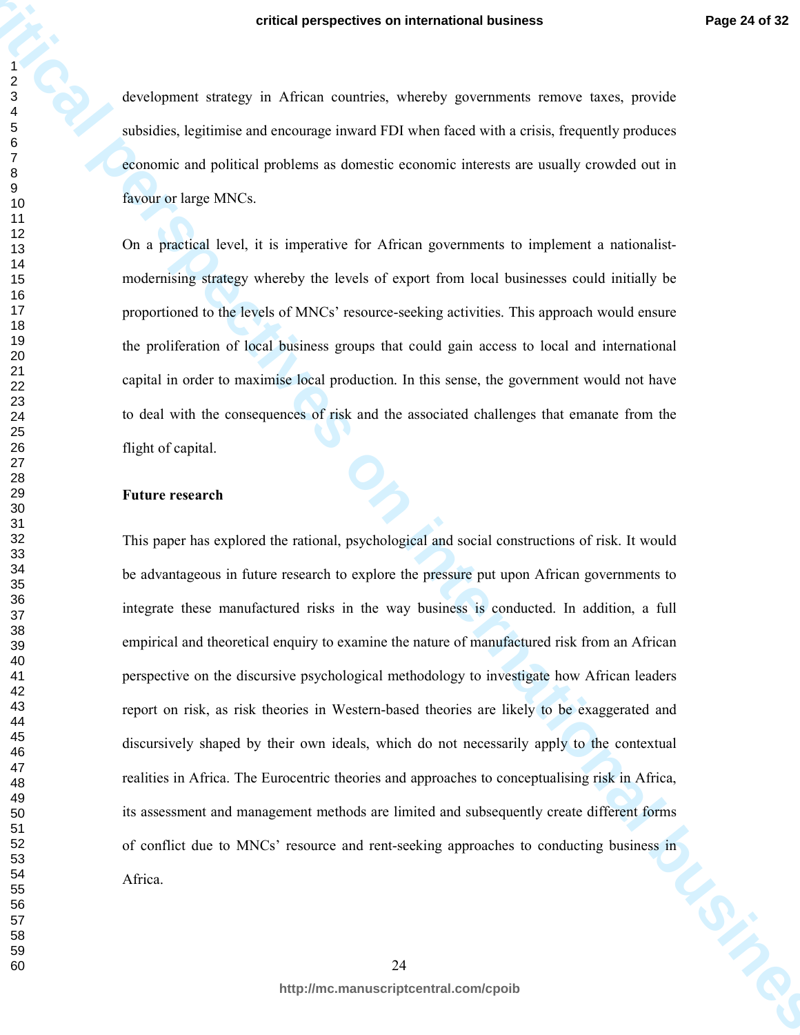development strategy in African countries, whereby governments remove taxes, provide subsidies, legitimise and encourage inward FDI when faced with a crisis, frequently produces economic and political problems as domestic economic interests are usually crowded out in favour or large MNCs.

On a practical level, it is imperative for African governments to implement a nationalist-modernising strategy whereby the levels of export from local businesses could initially be proportioned to the levels of MNCs' resource-seeking activities. This approach would ensure the proliferation of local business groups that could gain access to local and international capital in order to maximise local production. In this sense, the government would not have to deal with the consequences of risk and the associated challenges that emanate from the flight of capital.

**Future research**

This paper has explored the rational, psychological and social constructions of risk. It would be advantageous in future research to explore the pressure put upon African governments to integrate these manufactured risks in the way business is conducted. In addition, a full empirical and theoretical enquiry to examine the nature of manufactured risk from an African perspective on the discursive psychological methodology to investigate how African leaders report on risk, as risk theories in Western-based theories are likely to be exaggerated and discursively shaped by their own ideals, which do not necessarily apply to the contextual realities in Africa. The Eurocentric theories and approaches to conceptualising risk in Africa, its assessment and management methods are limited and subsequently create different forms of conflict due to MNCs' resource and rent-seeking approaches to conducting business in Africa.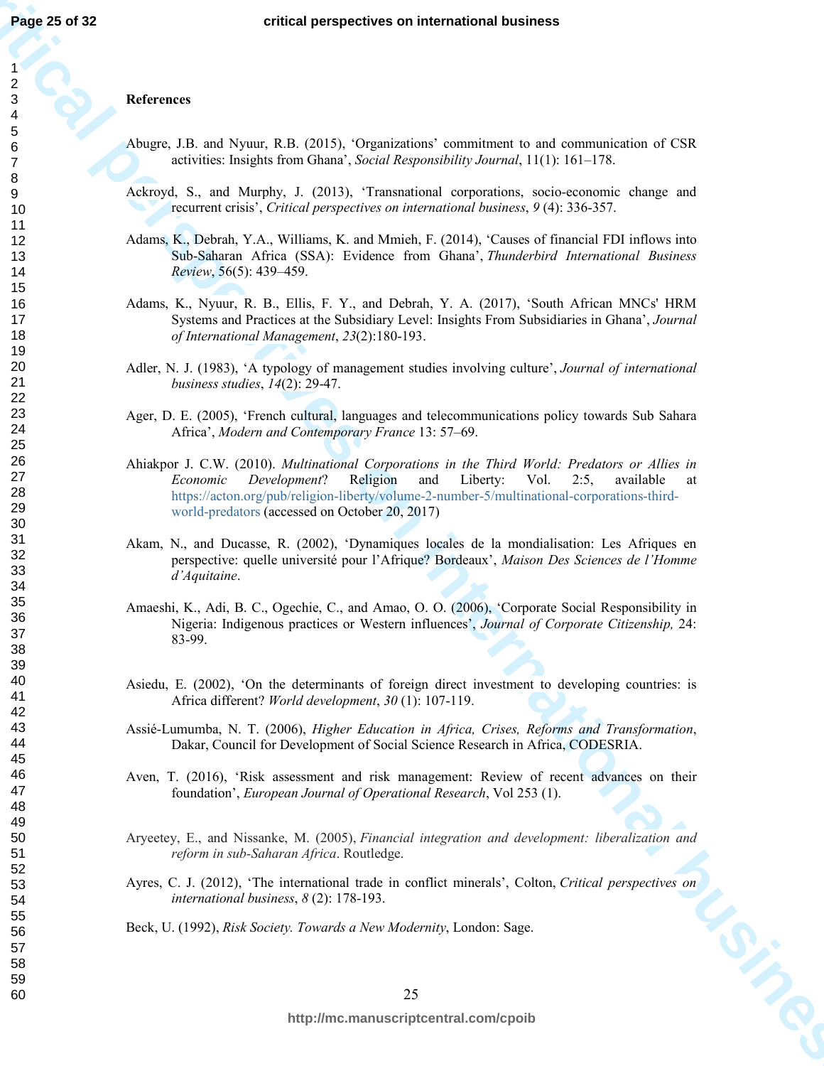## References

Abugre, J.B. and Nyuur, R.B. (2015), 'Organizations' commitment to and communication of CSR activities: Insights from Ghana', *Social Responsibility Journal*, 11(1): 161–178.

Ackroyd, S., and Murphy, J. (2013), 'Transnational corporations, socio-economic change and recurrent crisis', *Critical perspectives on international business*, *9* (4): 336-357.

Adams, K., Debrah, Y.A., Williams, K. and Mmieh, F. (2014), 'Causes of financial FDI inflows into Sub-Saharan Africa (SSA): Evidence from Ghana', *Thunderbird International Business Review*, 56(5): 439–459.

Adams, K., Nyuur, R. B., Ellis, F. Y., and Debrah, Y. A. (2017), 'South African MNCs' HRM Systems and Practices at the Subsidiary Level: Insights From Subsidiaries in Ghana', *Journal of International Management*, *23*(2):180-193.

Adler, N. J. (1983), 'A typology of management studies involving culture', *Journal of international business studies*, *14*(2): 29-47.

Ager, D. E. (2005), 'French cultural, languages and telecommunications policy towards Sub Sahara Africa', *Modern and Contemporary France* 13: 57–69.

Ahiakpor J. C.W. (2010). *Multinational Corporations in the Third World: Predators or Allies in Economic Development*? Religion and Liberty: Vol. 2:5, available at https://acton.org/pub/religion-liberty/volume-2-number-5/multinational-corporations-third-world-predators (accessed on October 20, 2017)

Akam, N., and Ducasse, R. (2002), 'Dynamiques locales de la mondialisation: Les Afriques en perspective: quelle université pour l'Afrique? Bordeaux', *Maison Des Sciences de l'Homme d'Aquitaine*.

Amaeshi, K., Adi, B. C., Ogechie, C., and Amao, O. O. (2006), 'Corporate Social Responsibility in Nigeria: Indigenous practices or Western influences', *Journal of Corporate Citizenship,* 24: 83-99.

Asiedu, E. (2002), 'On the determinants of foreign direct investment to developing countries: is Africa different? *World development*, *30* (1): 107-119.

Assié-Lumumba, N. T. (2006), *Higher Education in Africa, Crises, Reforms and Transformation*, Dakar, Council for Development of Social Science Research in Africa, CODESRIA.

Aven, T. (2016), 'Risk assessment and risk management: Review of recent advances on their foundation', *European Journal of Operational Research*, Vol 253 (1).

Aryeetey, E., and Nissanke, M. (2005), *Financial integration and development: liberalization and reform in sub-Saharan Africa*. Routledge.

Ayres, C. J. (2012), 'The international trade in conflict minerals', Colton, *Critical perspectives on international business*, *8* (2): 178-193.

Beck, U. (1992), *Risk Society. Towards a New Modernity*, London: Sage.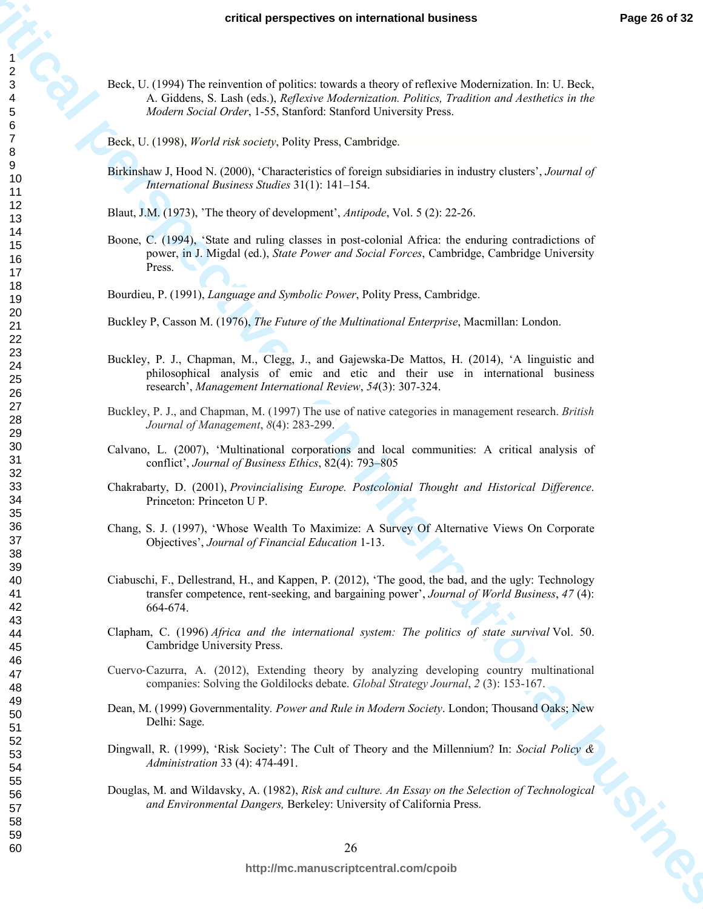Beck, U. (1994) The reinvention of politics: towards a theory of reflexive Modernization. In: U. Beck, A. Giddens, S. Lash (eds.), *Reflexive Modernization. Politics, Tradition and Aesthetics in the Modern Social Order*, 1-55, Stanford: Stanford University Press.

Beck, U. (1998), *World risk society*, Polity Press, Cambridge.

Birkinshaw J, Hood N. (2000), 'Characteristics of foreign subsidiaries in industry clusters', *Journal of International Business Studies* 31(1): 141–154.

Blaut, J.M. (1973), 'The theory of development', *Antipode*, Vol. 5 (2): 22-26.

Boone, C. (1994), 'State and ruling classes in post-colonial Africa: the enduring contradictions of power, in J. Migdal (ed.), *State Power and Social Forces*, Cambridge, Cambridge University Press.

Bourdieu, P. (1991), *Language and Symbolic Power*, Polity Press, Cambridge.

Buckley P, Casson M. (1976), *The Future of the Multinational Enterprise*, Macmillan: London.

Buckley, P. J., Chapman, M., Clegg, J., and Gajewska-De Mattos, H. (2014), 'A linguistic and philosophical analysis of emic and etic and their use in international business research', *Management International Review*, *54*(3): 307-324.

Buckley, P. J., and Chapman, M. (1997) The use of native categories in management research. *British Journal of Management*, *8*(4): 283-299.

Calvano, L. (2007), 'Multinational corporations and local communities: A critical analysis of conflict', *Journal of Business Ethics*, 82(4): 793–805

Chakrabarty, D. (2001), *Provincialising Europe. Postcolonial Thought and Historical Difference*. Princeton: Princeton U P.

Chang, S. J. (1997), 'Whose Wealth To Maximize: A Survey Of Alternative Views On Corporate Objectives', *Journal of Financial Education* 1-13.

Ciabuschi, F., Dellestrand, H., and Kappen, P. (2012), 'The good, the bad, and the ugly: Technology transfer competence, rent-seeking, and bargaining power', *Journal of World Business*, *47* (4): 664-674.

Clapham, C. (1996) *Africa and the international system: The politics of state survival* Vol. 50. Cambridge University Press.

Cuervo-Cazurra, A. (2012), Extending theory by analyzing developing country multinational companies: Solving the Goldilocks debate. *Global Strategy Journal*, *2* (3): 153-167.

Dean, M. (1999) Governmentality. *Power and Rule in Modern Society*. London; Thousand Oaks; New Delhi: Sage.

Dingwall, R. (1999), 'Risk Society': The Cult of Theory and the Millennium? In: *Social Policy & Administration* 33 (4): 474-491.

Douglas, M. and Wildavsky, A. (1982), *Risk and culture. An Essay on the Selection of Technological and Environmental Dangers,* Berkeley: University of California Press.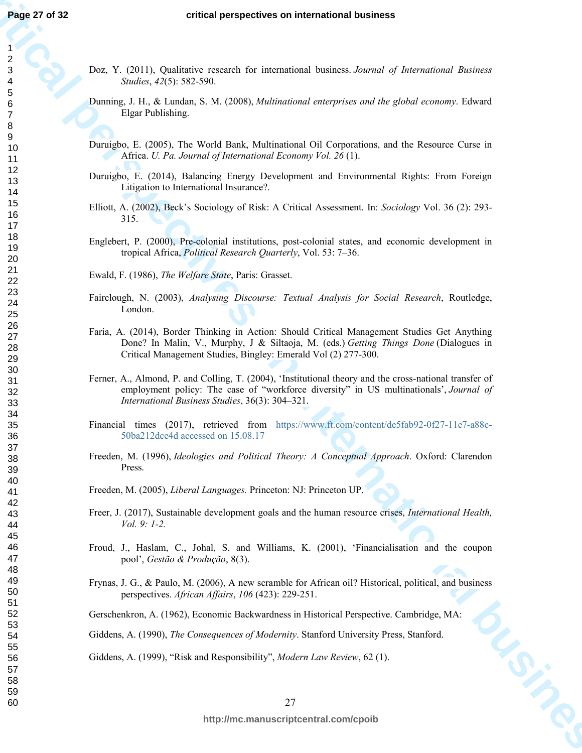Doz, Y. (2011), Qualitative research for international business. *Journal of International Business Studies*, *42*(5): 582-590.

Dunning, J. H., & Lundan, S. M. (2008), *Multinational enterprises and the global economy*. Edward Elgar Publishing.

Duruigbo, E. (2005), The World Bank, Multinational Oil Corporations, and the Resource Curse in Africa. *U. Pa. Journal of International Economy Vol. 26* (1).

Duruigbo, E. (2014), Balancing Energy Development and Environmental Rights: From Foreign Litigation to International Insurance?.

Elliott, A. (2002), Beck's Sociology of Risk: A Critical Assessment. In: *Sociology* Vol. 36 (2): 293-315.

Englebert, P. (2000), Pre-colonial institutions, post-colonial states, and economic development in tropical Africa, *Political Research Quarterly*, Vol. 53: 7–36.

Ewald, F. (1986), *The Welfare State*, Paris: Grasset.

Fairclough, N. (2003), *Analysing Discourse: Textual Analysis for Social Research*, Routledge, London.

Faria, A. (2014), Border Thinking in Action: Should Critical Management Studies Get Anything Done? In Malin, V., Murphy, J & Siltaoja, M. (eds.) *Getting Things Done* (Dialogues in Critical Management Studies, Bingley: Emerald Vol (2) 277-300.

Ferner, A., Almond, P. and Colling, T. (2004), 'Institutional theory and the cross-national transfer of employment policy: The case of "workforce diversity" in US multinationals', *Journal of International Business Studies*, 36(3): 304–321.

Financial times (2017), retrieved from https://www.ft.com/content/de5fab92-0f27-11e7-a88c-50ba212dce4d accessed on 15.08.17

Freeden, M. (1996), *Ideologies and Political Theory: A Conceptual Approach*. Oxford: Clarendon Press.

Freeden, M. (2005), *Liberal Languages.* Princeton: NJ: Princeton UP.

Freer, J. (2017), Sustainable development goals and the human resource crises, *International Health, Vol. 9: 1-2.*

Froud, J., Haslam, C., Johal, S. and Williams, K. (2001), 'Financialisation and the coupon pool', *Gestão & Produção*, 8(3).

Frynas, J. G., & Paulo, M. (2006), A new scramble for African oil? Historical, political, and business perspectives. *African Affairs*, *106* (423): 229-251.

Gerschenkron, A. (1962), Economic Backwardness in Historical Perspective. Cambridge, MA:

Giddens, A. (1990), *The Consequences of Modernity*. Stanford University Press, Stanford.

Giddens, A. (1999), "Risk and Responsibility", *Modern Law Review*, 62 (1).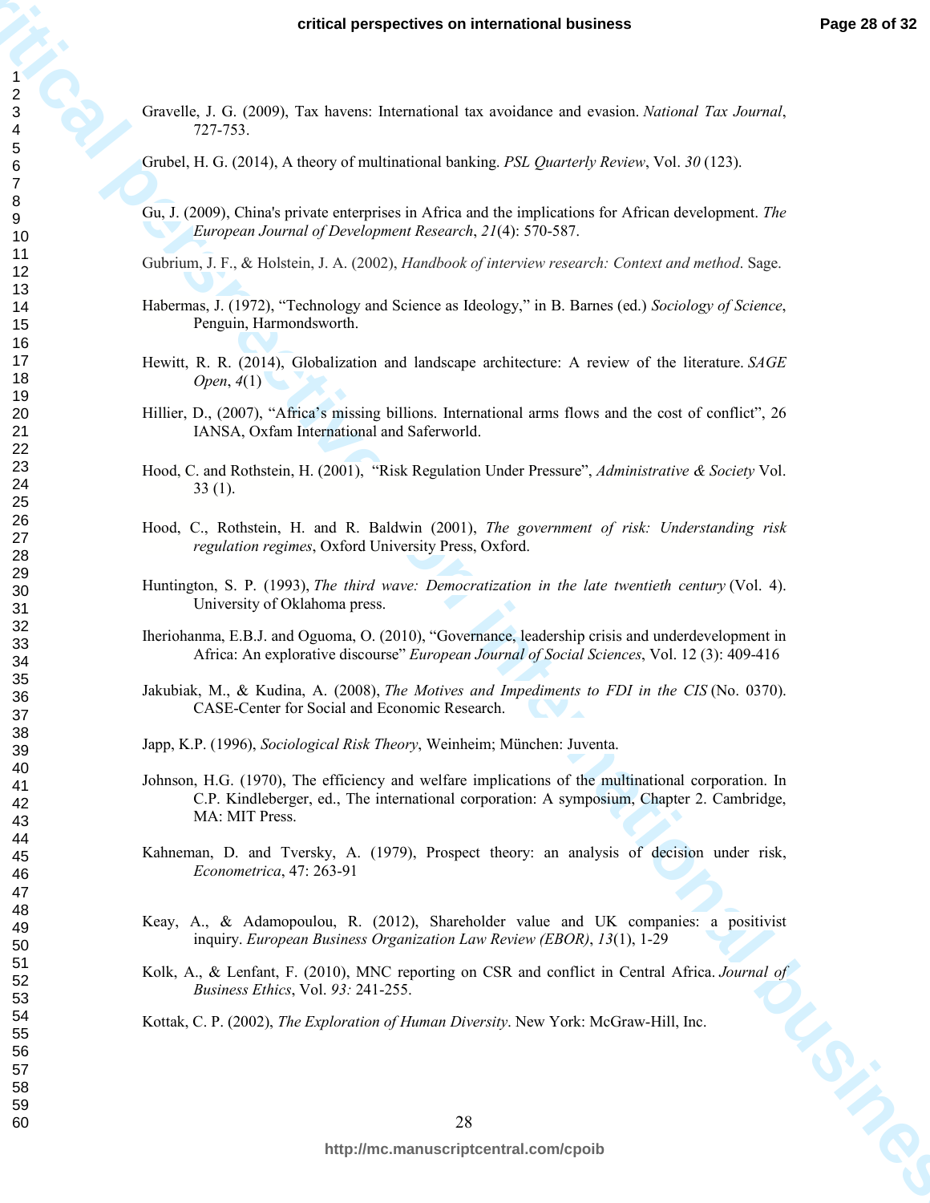Gravelle, J. G. (2009), Tax havens: International tax avoidance and evasion. *National Tax Journal*, 727-753.

Grubel, H. G. (2014), A theory of multinational banking. *PSL Quarterly Review*, Vol. *30* (123).

Gu, J. (2009), China's private enterprises in Africa and the implications for African development. *The European Journal of Development Research*, *21*(4): 570-587.

Gubrium, J. F., & Holstein, J. A. (2002), *Handbook of interview research: Context and method*. Sage.

Habermas, J. (1972), "Technology and Science as Ideology," in B. Barnes (ed.) *Sociology of Science*, Penguin, Harmondsworth.

Hewitt, R. R. (2014), Globalization and landscape architecture: A review of the literature. *SAGE Open*, *4*(1)

Hillier, D., (2007), "Africa's missing billions. International arms flows and the cost of conflict", 26 IANSA, Oxfam International and Saferworld.

Hood, C. and Rothstein, H. (2001), "Risk Regulation Under Pressure", *Administrative & Society* Vol. 33 (1).

Hood, C., Rothstein, H. and R. Baldwin (2001), *The government of risk: Understanding risk regulation regimes*, Oxford University Press, Oxford.

Huntington, S. P. (1993), *The third wave: Democratization in the late twentieth century* (Vol. 4). University of Oklahoma press.

Iheriohanma, E.B.J. and Oguoma, O. (2010), "Governance, leadership crisis and underdevelopment in Africa: An explorative discourse" *European Journal of Social Sciences*, Vol. 12 (3): 409-416

Jakubiak, M., & Kudina, A. (2008), *The Motives and Impediments to FDI in the CIS* (No. 0370). CASE-Center for Social and Economic Research.

Japp, K.P. (1996), *Sociological Risk Theory*, Weinheim; München: Juventa.

Johnson, H.G. (1970), The efficiency and welfare implications of the multinational corporation. In C.P. Kindleberger, ed., The international corporation: A symposium, Chapter 2. Cambridge, MA: MIT Press.

Kahneman, D. and Tversky, A. (1979), Prospect theory: an analysis of decision under risk, *Econometrica*, 47: 263-91

Keay, A., & Adamopoulou, R. (2012), Shareholder value and UK companies: a positivist inquiry. *European Business Organization Law Review (EBOR)*, *13*(1), 1-29

Kolk, A., & Lenfant, F. (2010), MNC reporting on CSR and conflict in Central Africa. *Journal of Business Ethics*, Vol. *93:* 241-255.

Kottak, C. P. (2002), *The Exploration of Human Diversity*. New York: McGraw-Hill, Inc.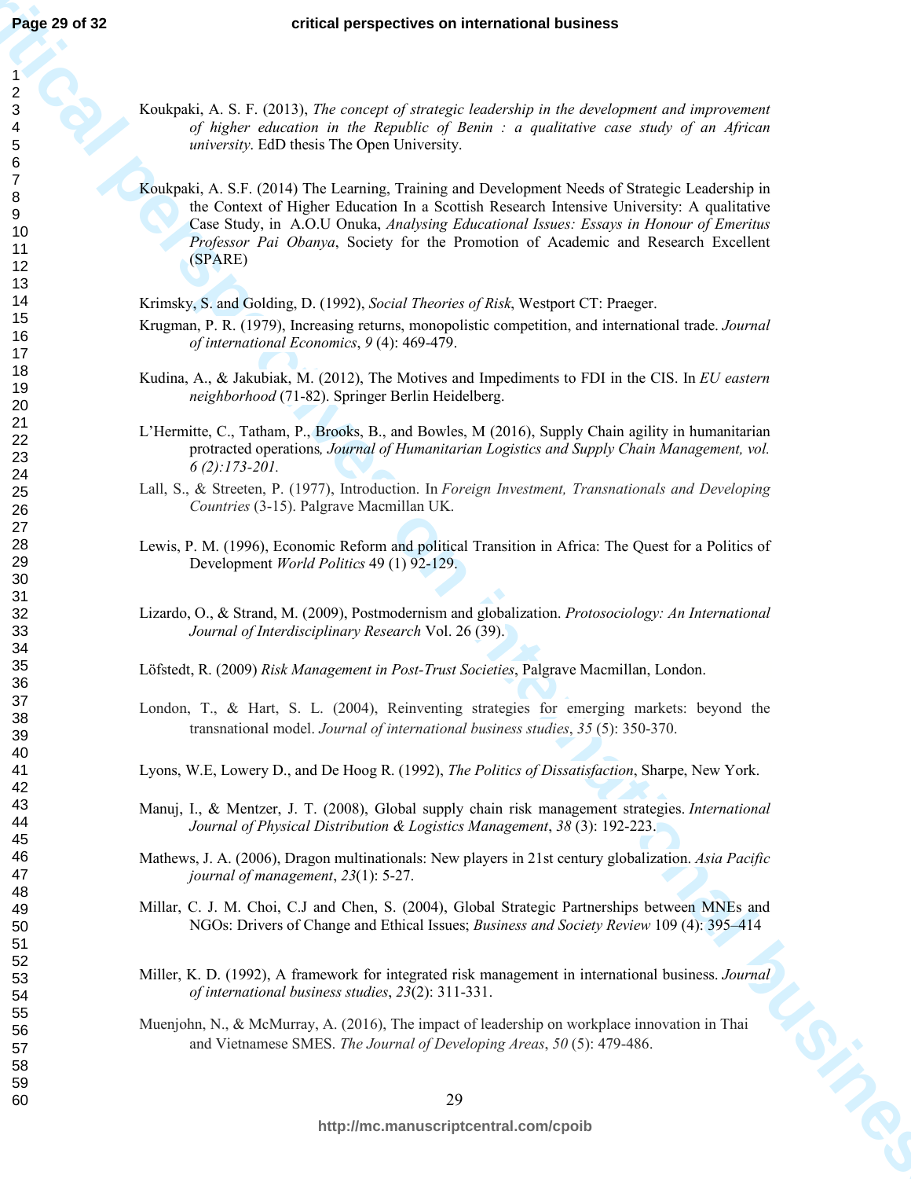Koukpaki, A. S. F. (2013), *The concept of strategic leadership in the development and improvement of higher education in the Republic of Benin : a qualitative case study of an African university*. EdD thesis The Open University.

Koukpaki, A. S.F. (2014) The Learning, Training and Development Needs of Strategic Leadership in the Context of Higher Education In a Scottish Research Intensive University: A qualitative Case Study, in A.O.U Onuka, *Analysing Educational Issues: Essays in Honour of Emeritus Professor Pai Obanya*, Society for the Promotion of Academic and Research Excellent (SPARE)

Krimsky, S. and Golding, D. (1992), *Social Theories of Risk*, Westport CT: Praeger.

Krugman, P. R. (1979), Increasing returns, monopolistic competition, and international trade. *Journal of international Economics*, *9* (4): 469-479.

Kudina, A., & Jakubiak, M. (2012), The Motives and Impediments to FDI in the CIS. In *EU eastern neighborhood* (71-82). Springer Berlin Heidelberg.

L'Hermitte, C., Tatham, P., Brooks, B., and Bowles, M (2016), Supply Chain agility in humanitarian protracted operations*, Journal of Humanitarian Logistics and Supply Chain Management, vol. 6 (2):173-201.*

Lall, S., & Streeten, P. (1977), Introduction. In *Foreign Investment, Transnationals and Developing Countries* (3-15). Palgrave Macmillan UK.

Lewis, P. M. (1996), Economic Reform and political Transition in Africa: The Quest for a Politics of Development *World Politics* 49 (1) 92-129.

Lizardo, O., & Strand, M. (2009), Postmodernism and globalization. *Protosociology: An International Journal of Interdisciplinary Research* Vol. 26 (39).

Löfstedt, R. (2009) *Risk Management in Post-Trust Societies*, Palgrave Macmillan, London.

London, T., & Hart, S. L. (2004), Reinventing strategies for emerging markets: beyond the transnational model. *Journal of international business studies*, *35* (5): 350-370.

Lyons, W.E, Lowery D., and De Hoog R. (1992), *The Politics of Dissatisfaction*, Sharpe, New York.

Manuj, I., & Mentzer, J. T. (2008), Global supply chain risk management strategies. *International Journal of Physical Distribution & Logistics Management*, *38* (3): 192-223.

Mathews, J. A. (2006), Dragon multinationals: New players in 21st century globalization. *Asia Pacific journal of management*, *23*(1): 5-27.

Millar, C. J. M. Choi, C.J and Chen, S. (2004), Global Strategic Partnerships between MNEs and NGOs: Drivers of Change and Ethical Issues; *Business and Society Review* 109 (4): 395–414

Miller, K. D. (1992), A framework for integrated risk management in international business. *Journal of international business studies*, *23*(2): 311-331.

Muenjohn, N., & McMurray, A. (2016), The impact of leadership on workplace innovation in Thai and Vietnamese SMES. *The Journal of Developing Areas*, *50* (5): 479-486.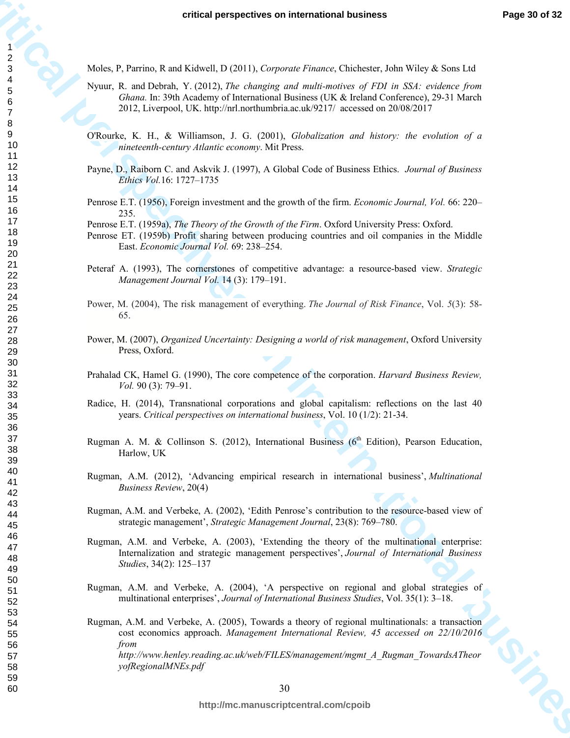Moles, P, Parrino, R and Kidwell, D (2011), *Corporate Finance*, Chichester, John Wiley & Sons Ltd

Nyuur, R. and Debrah, Y. (2012), *The changing and multi-motives of FDI in SSA: evidence from Ghana.* In: 39th Academy of International Business (UK & Ireland Conference), 29-31 March 2012, Liverpool, UK. http://nrl.northumbria.ac.uk/9217/ accessed on 20/08/2017

O'Rourke, K. H., & Williamson, J. G. (2001), *Globalization and history: the evolution of a nineteenth-century Atlantic economy*. Mit Press.

Payne, D., Raiborn C. and Askvik J. (1997), A Global Code of Business Ethics. *Journal of Business Ethics Vol.*16: 1727–1735

Penrose E.T. (1956), Foreign investment and the growth of the firm. *Economic Journal, Vol.* 66: 220–235.

Penrose E.T. (1959a), *The Theory of the Growth of the Firm*. Oxford University Press: Oxford.

Penrose ET. (1959b) Profit sharing between producing countries and oil companies in the Middle East. *Economic Journal Vol.* 69: 238–254.

Peteraf A. (1993), The cornerstones of competitive advantage: a resource-based view. *Strategic Management Journal Vol.* 14 (3): 179–191.

Power, M. (2004), The risk management of everything. *The Journal of Risk Finance*, Vol. *5*(3): 58-65.

Power, M. (2007), *Organized Uncertainty: Designing a world of risk management*, Oxford University Press, Oxford.

Prahalad CK, Hamel G. (1990), The core competence of the corporation. *Harvard Business Review, Vol.* 90 (3): 79–91.

Radice, H. (2014), Transnational corporations and global capitalism: reflections on the last 40 years. *Critical perspectives on international business*, Vol. 10 (1/2): 21-34.

Rugman A. M. & Collinson S. (2012), International Business (6th Edition), Pearson Education, Harlow, UK

Rugman, A.M. (2012), 'Advancing empirical research in international business', *Multinational Business Review*, 20(4)

Rugman, A.M. and Verbeke, A. (2002), 'Edith Penrose's contribution to the resource-based view of strategic management', *Strategic Management Journal*, 23(8): 769–780.

Rugman, A.M. and Verbeke, A. (2003), 'Extending the theory of the multinational enterprise: Internalization and strategic management perspectives', *Journal of International Business Studies*, 34(2): 125–137

Rugman, A.M. and Verbeke, A. (2004), 'A perspective on regional and global strategies of multinational enterprises', *Journal of International Business Studies*, Vol. 35(1): 3–18.

Rugman, A.M. and Verbeke, A. (2005), Towards a theory of regional multinationals: a transaction cost economics approach. *Management International Review, 45 accessed on 22/10/2016 from http://www.henley.reading.ac.uk/web/FILES/management/mgmt_A_Rugman_TowardsATheoryofRegionalMNEs.pdf*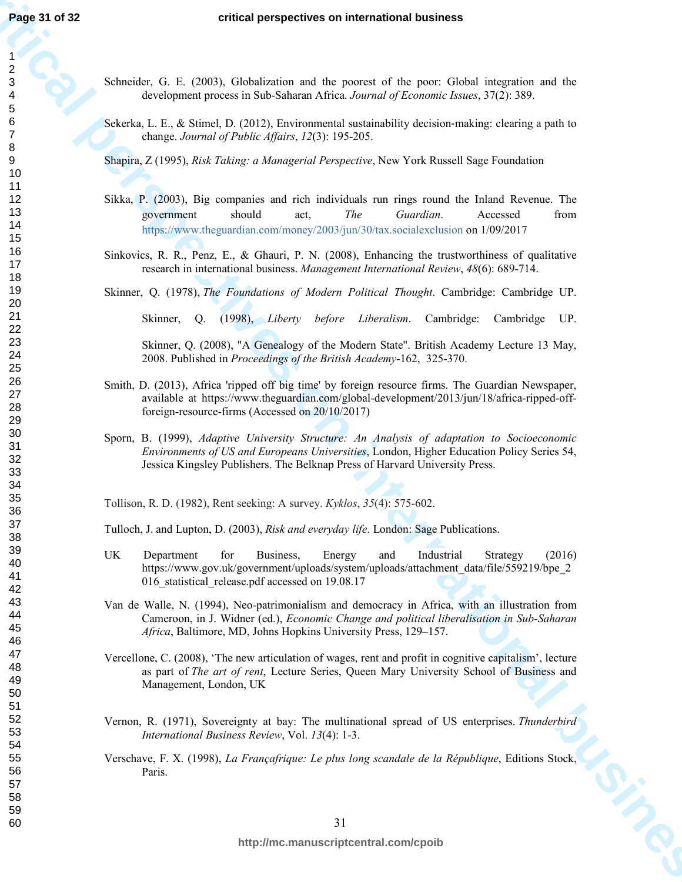Schneider, G. E. (2003), Globalization and the poorest of the poor: Global integration and the development process in Sub-Saharan Africa. *Journal of Economic Issues*, 37(2): 389.

Sekerka, L. E., & Stimel, D. (2012), Environmental sustainability decision-making: clearing a path to change. *Journal of Public Affairs*, *12*(3): 195-205.

Shapira, Z (1995), *Risk Taking: a Managerial Perspective*, New York Russell Sage Foundation

Sikka, P. (2003), Big companies and rich individuals run rings round the Inland Revenue. The government should act, *The Guardian*. Accessed from https://www.theguardian.com/money/2003/jun/30/tax.socialexclusion on 1/09/2017

Sinkovics, R. R., Penz, E., & Ghauri, P. N. (2008), Enhancing the trustworthiness of qualitative research in international business. *Management International Review*, *48*(6): 689-714.

Skinner, Q. (1978), *The Foundations of Modern Political Thought*. Cambridge: Cambridge UP.

Skinner, Q. (1998), *Liberty before Liberalism*. Cambridge: Cambridge UP.

Skinner, Q. (2008), "A Genealogy of the Modern State". British Academy Lecture 13 May, 2008. Published in *Proceedings of the British Academy*-162, 325-370.

Smith, D. (2013), Africa 'ripped off big time' by foreign resource firms. The Guardian Newspaper, available at https://www.theguardian.com/global-development/2013/jun/18/africa-ripped-off-foreign-resource-firms (Accessed on 20/10/2017)

Sporn, B. (1999), *Adaptive University Structure: An Analysis of adaptation to Socioeconomic Environments of US and Europeans Universities*, London, Higher Education Policy Series 54, Jessica Kingsley Publishers. The Belknap Press of Harvard University Press.

Tollison, R. D. (1982), Rent seeking: A survey. *Kyklos*, *35*(4): 575-602.

Tulloch, J. and Lupton, D. (2003), *Risk and everyday life*. London: Sage Publications.

UK Department for Business, Energy and Industrial Strategy (2016) https://www.gov.uk/government/uploads/system/uploads/attachment_data/file/559219/bpe_2016_statistical_release.pdf accessed on 19.08.17

Van de Walle, N. (1994), Neo-patrimonialism and democracy in Africa, with an illustration from Cameroon, in J. Widner (ed.), *Economic Change and political liberalisation in Sub-Saharan Africa*, Baltimore, MD, Johns Hopkins University Press, 129–157.

Vercellone, C. (2008), 'The new articulation of wages, rent and profit in cognitive capitalism', lecture as part of *The art of rent*, Lecture Series, Queen Mary University School of Business and Management, London, UK

Vernon, R. (1971), Sovereignty at bay: The multinational spread of US enterprises. *Thunderbird International Business Review*, Vol. *13*(4): 1-3.

Verschave, F. X. (1998), *La Françafrique: Le plus long scandale de la République*, Editions Stock, Paris.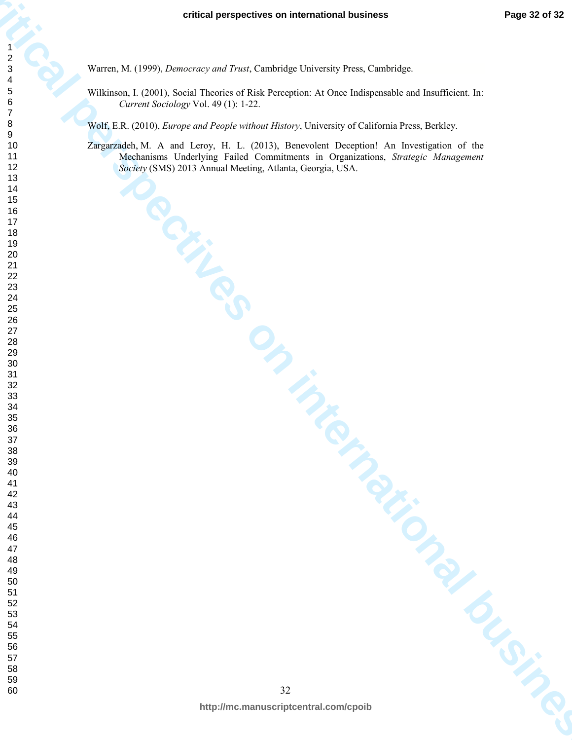Warren, M. (1999), *Democracy and Trust*, Cambridge University Press, Cambridge.

Wilkinson, I. (2001), Social Theories of Risk Perception: At Once Indispensable and Insufficient. In: *Current Sociology* Vol. 49 (1): 1-22.

Wolf, E.R. (2010), *Europe and People without History*, University of California Press, Berkley.

Zargarzadeh, M. A and Leroy, H. L. (2013), Benevolent Deception! An Investigation of the Mechanisms Underlying Failed Commitments in Organizations, *Strategic Management Society* (SMS) 2013 Annual Meeting, Atlanta, Georgia, USA.